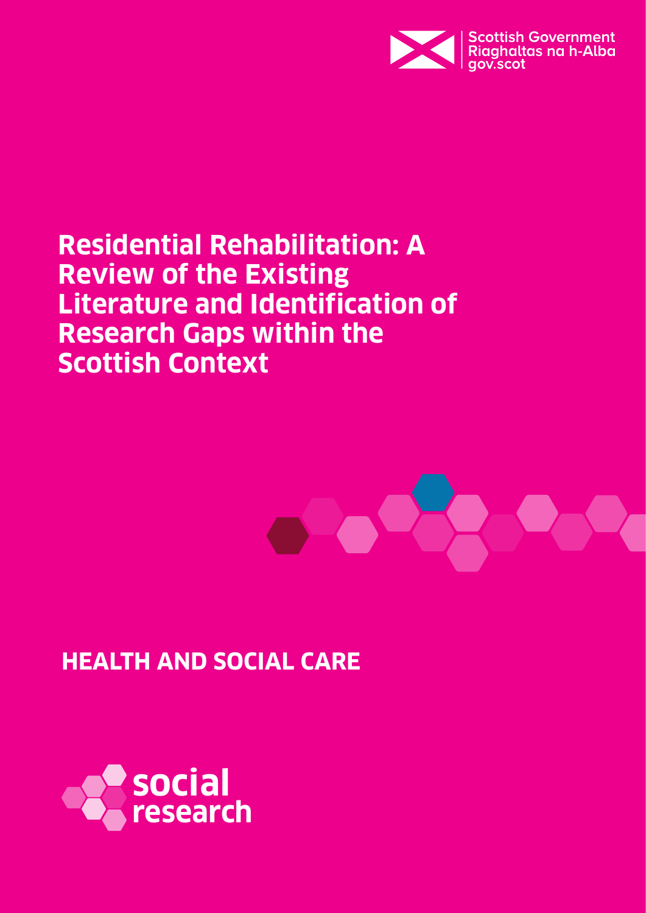Scottish Government
Riaghaltas na h-Alba
gov.scot

# Residential Rehabilitation: A Review of the Existing Literature and Identification of Research Gaps within the Scottish Context

## HEALTH AND SOCIAL CARE

social research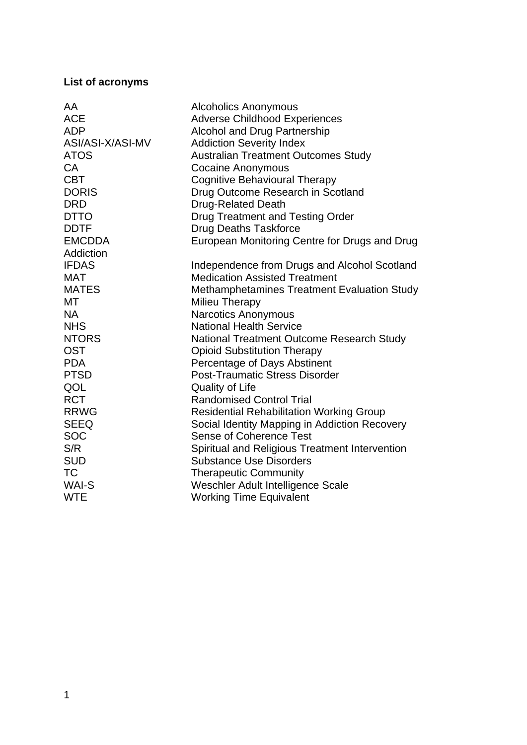**List of acronyms**

| | |
|---|---|
| AA | Alcoholics Anonymous |
| ACE | Adverse Childhood Experiences |
| ADP | Alcohol and Drug Partnership |
| ASI/ASI-X/ASI-MV | Addiction Severity Index |
| ATOS | Australian Treatment Outcomes Study |
| CA | Cocaine Anonymous |
| CBT | Cognitive Behavioural Therapy |
| DORIS | Drug Outcome Research in Scotland |
| DRD | Drug-Related Death |
| DTTO | Drug Treatment and Testing Order |
| DDTF | Drug Deaths Taskforce |
| EMCDDA | European Monitoring Centre for Drugs and Drug Addiction |
| IFDAS | Independence from Drugs and Alcohol Scotland |
| MAT | Medication Assisted Treatment |
| MATES | Methamphetamines Treatment Evaluation Study |
| MT | Milieu Therapy |
| NA | Narcotics Anonymous |
| NHS | National Health Service |
| NTORS | National Treatment Outcome Research Study |
| OST | Opioid Substitution Therapy |
| PDA | Percentage of Days Abstinent |
| PTSD | Post-Traumatic Stress Disorder |
| QOL | Quality of Life |
| RCT | Randomised Control Trial |
| RRWG | Residential Rehabilitation Working Group |
| SEEQ | Social Identity Mapping in Addiction Recovery |
| SOC | Sense of Coherence Test |
| S/R | Spiritual and Religious Treatment Intervention |
| SUD | Substance Use Disorders |
| TC | Therapeutic Community |
| WAI-S | Weschler Adult Intelligence Scale |
| WTE | Working Time Equivalent |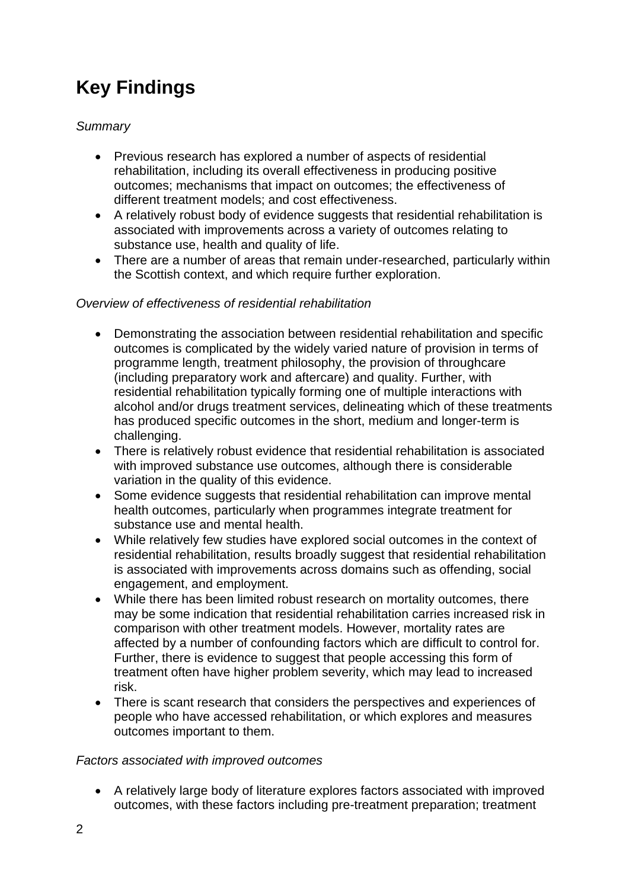# Key Findings

*Summary*

- Previous research has explored a number of aspects of residential rehabilitation, including its overall effectiveness in producing positive outcomes; mechanisms that impact on outcomes; the effectiveness of different treatment models; and cost effectiveness.
- A relatively robust body of evidence suggests that residential rehabilitation is associated with improvements across a variety of outcomes relating to substance use, health and quality of life.
- There are a number of areas that remain under-researched, particularly within the Scottish context, and which require further exploration.

*Overview of effectiveness of residential rehabilitation*

- Demonstrating the association between residential rehabilitation and specific outcomes is complicated by the widely varied nature of provision in terms of programme length, treatment philosophy, the provision of throughcare (including preparatory work and aftercare) and quality. Further, with residential rehabilitation typically forming one of multiple interactions with alcohol and/or drugs treatment services, delineating which of these treatments has produced specific outcomes in the short, medium and longer-term is challenging.
- There is relatively robust evidence that residential rehabilitation is associated with improved substance use outcomes, although there is considerable variation in the quality of this evidence.
- Some evidence suggests that residential rehabilitation can improve mental health outcomes, particularly when programmes integrate treatment for substance use and mental health.
- While relatively few studies have explored social outcomes in the context of residential rehabilitation, results broadly suggest that residential rehabilitation is associated with improvements across domains such as offending, social engagement, and employment.
- While there has been limited robust research on mortality outcomes, there may be some indication that residential rehabilitation carries increased risk in comparison with other treatment models. However, mortality rates are affected by a number of confounding factors which are difficult to control for. Further, there is evidence to suggest that people accessing this form of treatment often have higher problem severity, which may lead to increased risk.
- There is scant research that considers the perspectives and experiences of people who have accessed rehabilitation, or which explores and measures outcomes important to them.

*Factors associated with improved outcomes*

- A relatively large body of literature explores factors associated with improved outcomes, with these factors including pre-treatment preparation; treatment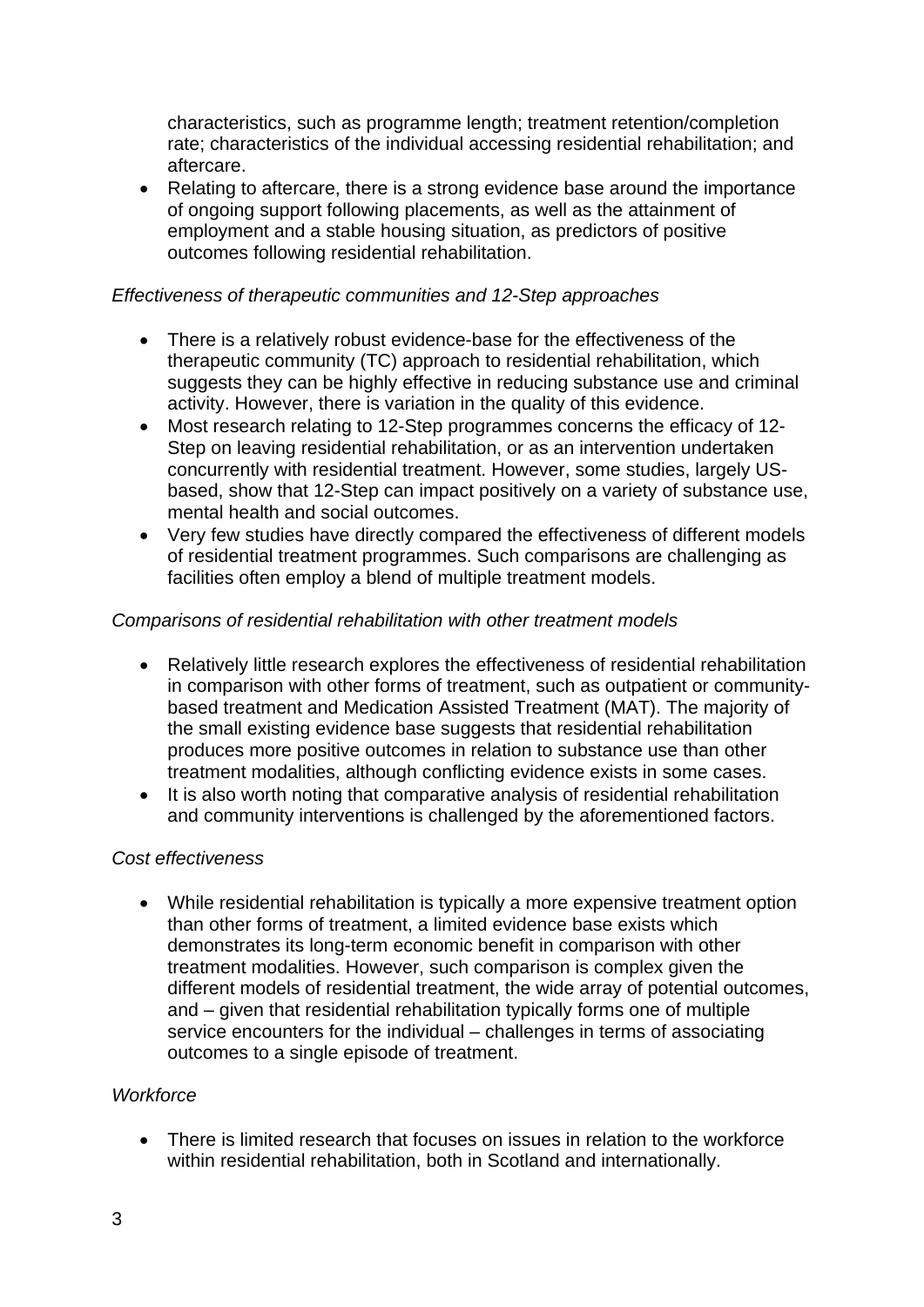characteristics, such as programme length; treatment retention/completion rate; characteristics of the individual accessing residential rehabilitation; and aftercare.
- Relating to aftercare, there is a strong evidence base around the importance of ongoing support following placements, as well as the attainment of employment and a stable housing situation, as predictors of positive outcomes following residential rehabilitation.

*Effectiveness of therapeutic communities and 12-Step approaches*

- There is a relatively robust evidence-base for the effectiveness of the therapeutic community (TC) approach to residential rehabilitation, which suggests they can be highly effective in reducing substance use and criminal activity. However, there is variation in the quality of this evidence.
- Most research relating to 12-Step programmes concerns the efficacy of 12-Step on leaving residential rehabilitation, or as an intervention undertaken concurrently with residential treatment. However, some studies, largely US-based, show that 12-Step can impact positively on a variety of substance use, mental health and social outcomes.
- Very few studies have directly compared the effectiveness of different models of residential treatment programmes. Such comparisons are challenging as facilities often employ a blend of multiple treatment models.

*Comparisons of residential rehabilitation with other treatment models*

- Relatively little research explores the effectiveness of residential rehabilitation in comparison with other forms of treatment, such as outpatient or community-based treatment and Medication Assisted Treatment (MAT). The majority of the small existing evidence base suggests that residential rehabilitation produces more positive outcomes in relation to substance use than other treatment modalities, although conflicting evidence exists in some cases.
- It is also worth noting that comparative analysis of residential rehabilitation and community interventions is challenged by the aforementioned factors.

*Cost effectiveness*

- While residential rehabilitation is typically a more expensive treatment option than other forms of treatment, a limited evidence base exists which demonstrates its long-term economic benefit in comparison with other treatment modalities. However, such comparison is complex given the different models of residential treatment, the wide array of potential outcomes, and – given that residential rehabilitation typically forms one of multiple service encounters for the individual – challenges in terms of associating outcomes to a single episode of treatment.

*Workforce*

- There is limited research that focuses on issues in relation to the workforce within residential rehabilitation, both in Scotland and internationally.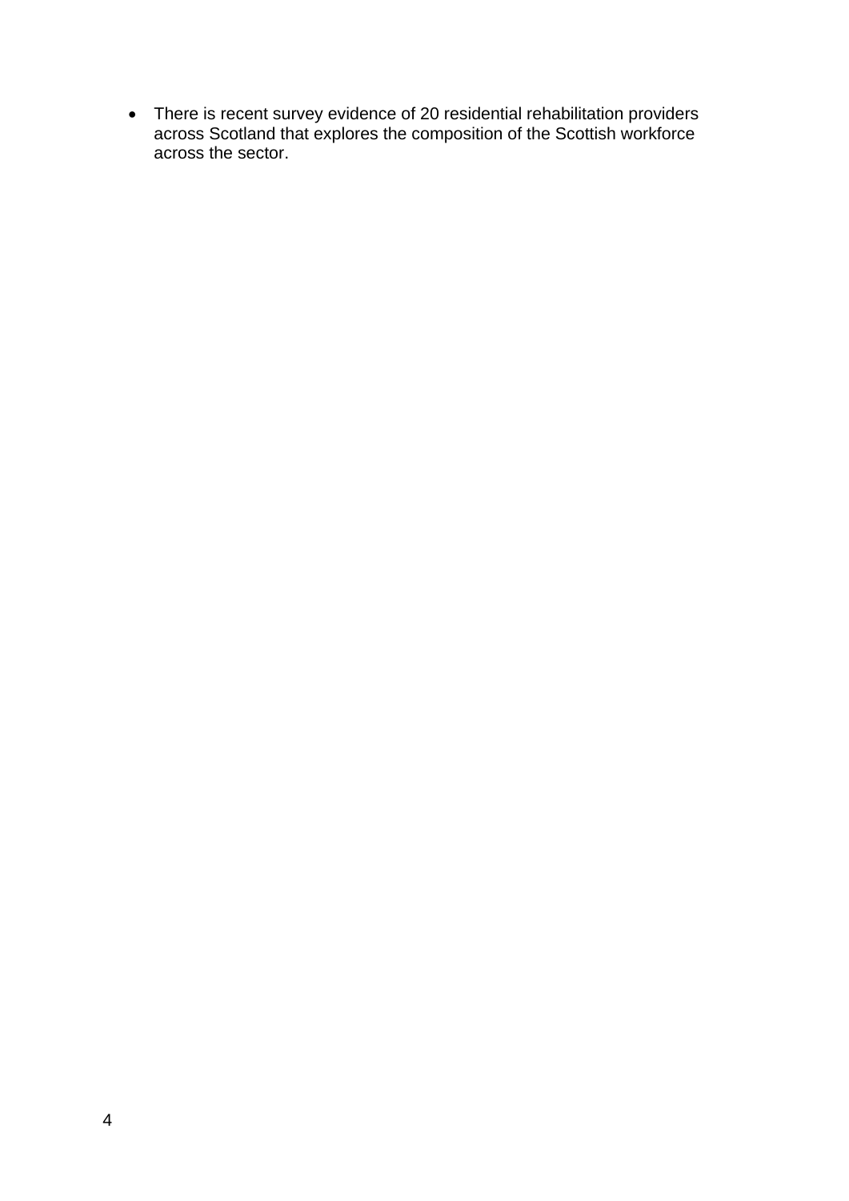- There is recent survey evidence of 20 residential rehabilitation providers across Scotland that explores the composition of the Scottish workforce across the sector.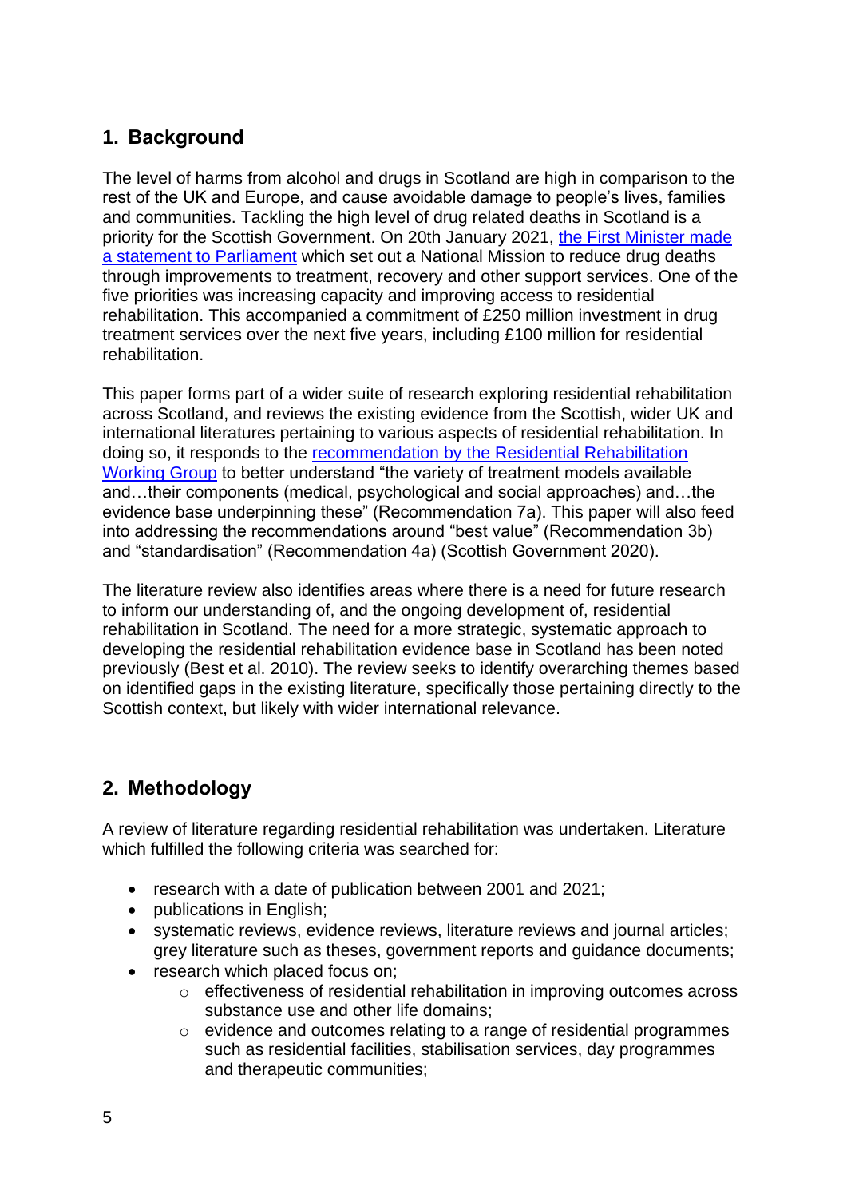## 1. Background

The level of harms from alcohol and drugs in Scotland are high in comparison to the rest of the UK and Europe, and cause avoidable damage to people's lives, families and communities. Tackling the high level of drug related deaths in Scotland is a priority for the Scottish Government. On 20th January 2021, the First Minister made a statement to Parliament which set out a National Mission to reduce drug deaths through improvements to treatment, recovery and other support services. One of the five priorities was increasing capacity and improving access to residential rehabilitation. This accompanied a commitment of £250 million investment in drug treatment services over the next five years, including £100 million for residential rehabilitation.

This paper forms part of a wider suite of research exploring residential rehabilitation across Scotland, and reviews the existing evidence from the Scottish, wider UK and international literatures pertaining to various aspects of residential rehabilitation. In doing so, it responds to the recommendation by the Residential Rehabilitation Working Group to better understand "the variety of treatment models available and…their components (medical, psychological and social approaches) and…the evidence base underpinning these" (Recommendation 7a). This paper will also feed into addressing the recommendations around "best value" (Recommendation 3b) and "standardisation" (Recommendation 4a) (Scottish Government 2020).

The literature review also identifies areas where there is a need for future research to inform our understanding of, and the ongoing development of, residential rehabilitation in Scotland. The need for a more strategic, systematic approach to developing the residential rehabilitation evidence base in Scotland has been noted previously (Best et al. 2010). The review seeks to identify overarching themes based on identified gaps in the existing literature, specifically those pertaining directly to the Scottish context, but likely with wider international relevance.

## 2. Methodology

A review of literature regarding residential rehabilitation was undertaken. Literature which fulfilled the following criteria was searched for:

- research with a date of publication between 2001 and 2021;
- publications in English;
- systematic reviews, evidence reviews, literature reviews and journal articles; grey literature such as theses, government reports and guidance documents;
- research which placed focus on;
  - effectiveness of residential rehabilitation in improving outcomes across substance use and other life domains;
  - evidence and outcomes relating to a range of residential programmes such as residential facilities, stabilisation services, day programmes and therapeutic communities;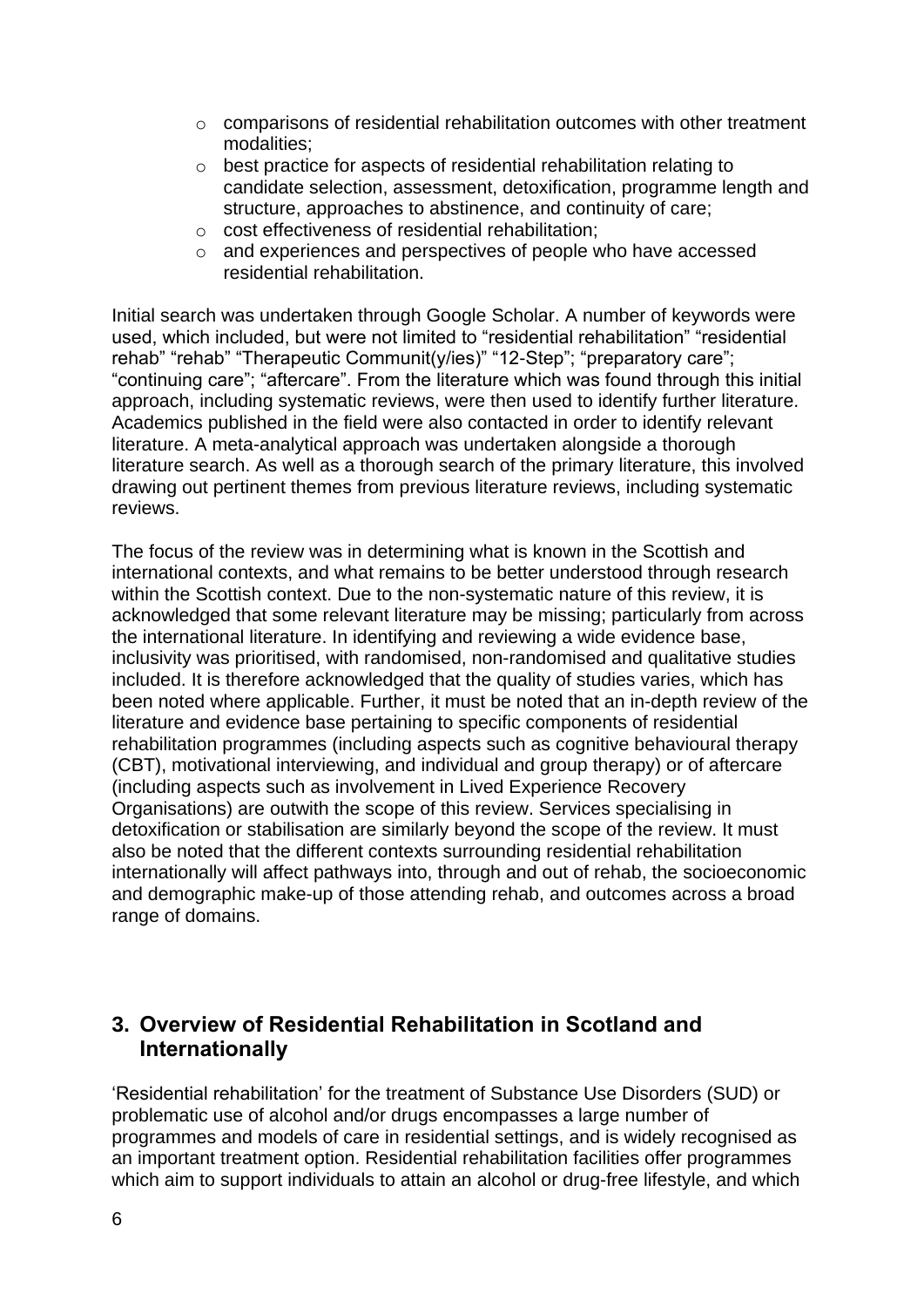- comparisons of residential rehabilitation outcomes with other treatment modalities;
- best practice for aspects of residential rehabilitation relating to candidate selection, assessment, detoxification, programme length and structure, approaches to abstinence, and continuity of care;
- cost effectiveness of residential rehabilitation;
- and experiences and perspectives of people who have accessed residential rehabilitation.

Initial search was undertaken through Google Scholar. A number of keywords were used, which included, but were not limited to "residential rehabilitation" "residential rehab" "rehab" "Therapeutic Communit(y/ies)" "12-Step"; "preparatory care"; "continuing care"; "aftercare". From the literature which was found through this initial approach, including systematic reviews, were then used to identify further literature. Academics published in the field were also contacted in order to identify relevant literature. A meta-analytical approach was undertaken alongside a thorough literature search. As well as a thorough search of the primary literature, this involved drawing out pertinent themes from previous literature reviews, including systematic reviews.

The focus of the review was in determining what is known in the Scottish and international contexts, and what remains to be better understood through research within the Scottish context. Due to the non-systematic nature of this review, it is acknowledged that some relevant literature may be missing; particularly from across the international literature. In identifying and reviewing a wide evidence base, inclusivity was prioritised, with randomised, non-randomised and qualitative studies included. It is therefore acknowledged that the quality of studies varies, which has been noted where applicable. Further, it must be noted that an in-depth review of the literature and evidence base pertaining to specific components of residential rehabilitation programmes (including aspects such as cognitive behavioural therapy (CBT), motivational interviewing, and individual and group therapy) or of aftercare (including aspects such as involvement in Lived Experience Recovery Organisations) are outwith the scope of this review. Services specialising in detoxification or stabilisation are similarly beyond the scope of the review. It must also be noted that the different contexts surrounding residential rehabilitation internationally will affect pathways into, through and out of rehab, the socioeconomic and demographic make-up of those attending rehab, and outcomes across a broad range of domains.

## 3. Overview of Residential Rehabilitation in Scotland and Internationally

'Residential rehabilitation' for the treatment of Substance Use Disorders (SUD) or problematic use of alcohol and/or drugs encompasses a large number of programmes and models of care in residential settings, and is widely recognised as an important treatment option. Residential rehabilitation facilities offer programmes which aim to support individuals to attain an alcohol or drug-free lifestyle, and which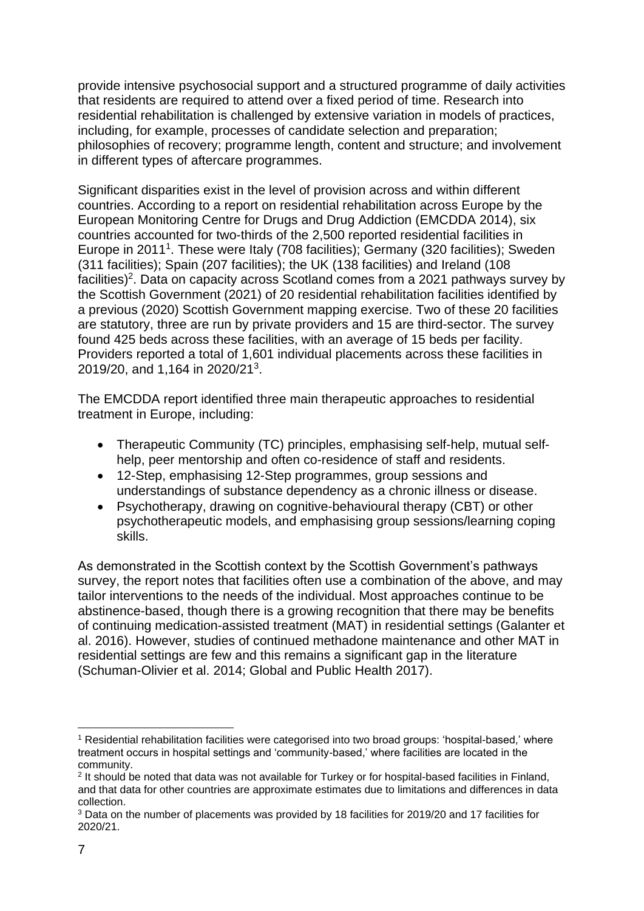provide intensive psychosocial support and a structured programme of daily activities that residents are required to attend over a fixed period of time. Research into residential rehabilitation is challenged by extensive variation in models of practices, including, for example, processes of candidate selection and preparation; philosophies of recovery; programme length, content and structure; and involvement in different types of aftercare programmes.

Significant disparities exist in the level of provision across and within different countries. According to a report on residential rehabilitation across Europe by the European Monitoring Centre for Drugs and Drug Addiction (EMCDDA 2014), six countries accounted for two-thirds of the 2,500 reported residential facilities in Europe in 2011[1]. These were Italy (708 facilities); Germany (320 facilities); Sweden (311 facilities); Spain (207 facilities); the UK (138 facilities) and Ireland (108 facilities)[2]. Data on capacity across Scotland comes from a 2021 pathways survey by the Scottish Government (2021) of 20 residential rehabilitation facilities identified by a previous (2020) Scottish Government mapping exercise. Two of these 20 facilities are statutory, three are run by private providers and 15 are third-sector. The survey found 425 beds across these facilities, with an average of 15 beds per facility. Providers reported a total of 1,601 individual placements across these facilities in 2019/20, and 1,164 in 2020/21[3].

The EMCDDA report identified three main therapeutic approaches to residential treatment in Europe, including:

- Therapeutic Community (TC) principles, emphasising self-help, mutual self-help, peer mentorship and often co-residence of staff and residents.
- 12-Step, emphasising 12-Step programmes, group sessions and understandings of substance dependency as a chronic illness or disease.
- Psychotherapy, drawing on cognitive-behavioural therapy (CBT) or other psychotherapeutic models, and emphasising group sessions/learning coping skills.

As demonstrated in the Scottish context by the Scottish Government's pathways survey, the report notes that facilities often use a combination of the above, and may tailor interventions to the needs of the individual. Most approaches continue to be abstinence-based, though there is a growing recognition that there may be benefits of continuing medication-assisted treatment (MAT) in residential settings (Galanter et al. 2016). However, studies of continued methadone maintenance and other MAT in residential settings are few and this remains a significant gap in the literature (Schuman-Olivier et al. 2014; Global and Public Health 2017).

---

[1] Residential rehabilitation facilities were categorised into two broad groups: 'hospital-based,' where treatment occurs in hospital settings and 'community-based,' where facilities are located in the community.

[2] It should be noted that data was not available for Turkey or for hospital-based facilities in Finland, and that data for other countries are approximate estimates due to limitations and differences in data collection.

[3] Data on the number of placements was provided by 18 facilities for 2019/20 and 17 facilities for 2020/21.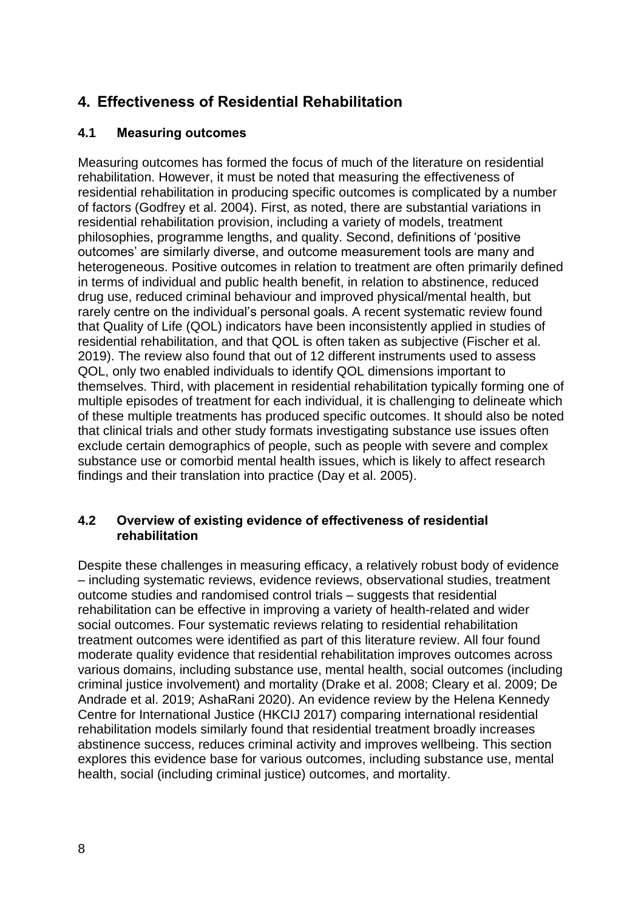## 4. Effectiveness of Residential Rehabilitation

### 4.1 Measuring outcomes

Measuring outcomes has formed the focus of much of the literature on residential rehabilitation. However, it must be noted that measuring the effectiveness of residential rehabilitation in producing specific outcomes is complicated by a number of factors (Godfrey et al. 2004). First, as noted, there are substantial variations in residential rehabilitation provision, including a variety of models, treatment philosophies, programme lengths, and quality. Second, definitions of 'positive outcomes' are similarly diverse, and outcome measurement tools are many and heterogeneous. Positive outcomes in relation to treatment are often primarily defined in terms of individual and public health benefit, in relation to abstinence, reduced drug use, reduced criminal behaviour and improved physical/mental health, but rarely centre on the individual's personal goals. A recent systematic review found that Quality of Life (QOL) indicators have been inconsistently applied in studies of residential rehabilitation, and that QOL is often taken as subjective (Fischer et al. 2019). The review also found that out of 12 different instruments used to assess QOL, only two enabled individuals to identify QOL dimensions important to themselves. Third, with placement in residential rehabilitation typically forming one of multiple episodes of treatment for each individual, it is challenging to delineate which of these multiple treatments has produced specific outcomes. It should also be noted that clinical trials and other study formats investigating substance use issues often exclude certain demographics of people, such as people with severe and complex substance use or comorbid mental health issues, which is likely to affect research findings and their translation into practice (Day et al. 2005).

### 4.2 Overview of existing evidence of effectiveness of residential rehabilitation

Despite these challenges in measuring efficacy, a relatively robust body of evidence – including systematic reviews, evidence reviews, observational studies, treatment outcome studies and randomised control trials – suggests that residential rehabilitation can be effective in improving a variety of health-related and wider social outcomes. Four systematic reviews relating to residential rehabilitation treatment outcomes were identified as part of this literature review. All four found moderate quality evidence that residential rehabilitation improves outcomes across various domains, including substance use, mental health, social outcomes (including criminal justice involvement) and mortality (Drake et al. 2008; Cleary et al. 2009; De Andrade et al. 2019; AshaRani 2020). An evidence review by the Helena Kennedy Centre for International Justice (HKCIJ 2017) comparing international residential rehabilitation models similarly found that residential treatment broadly increases abstinence success, reduces criminal activity and improves wellbeing. This section explores this evidence base for various outcomes, including substance use, mental health, social (including criminal justice) outcomes, and mortality.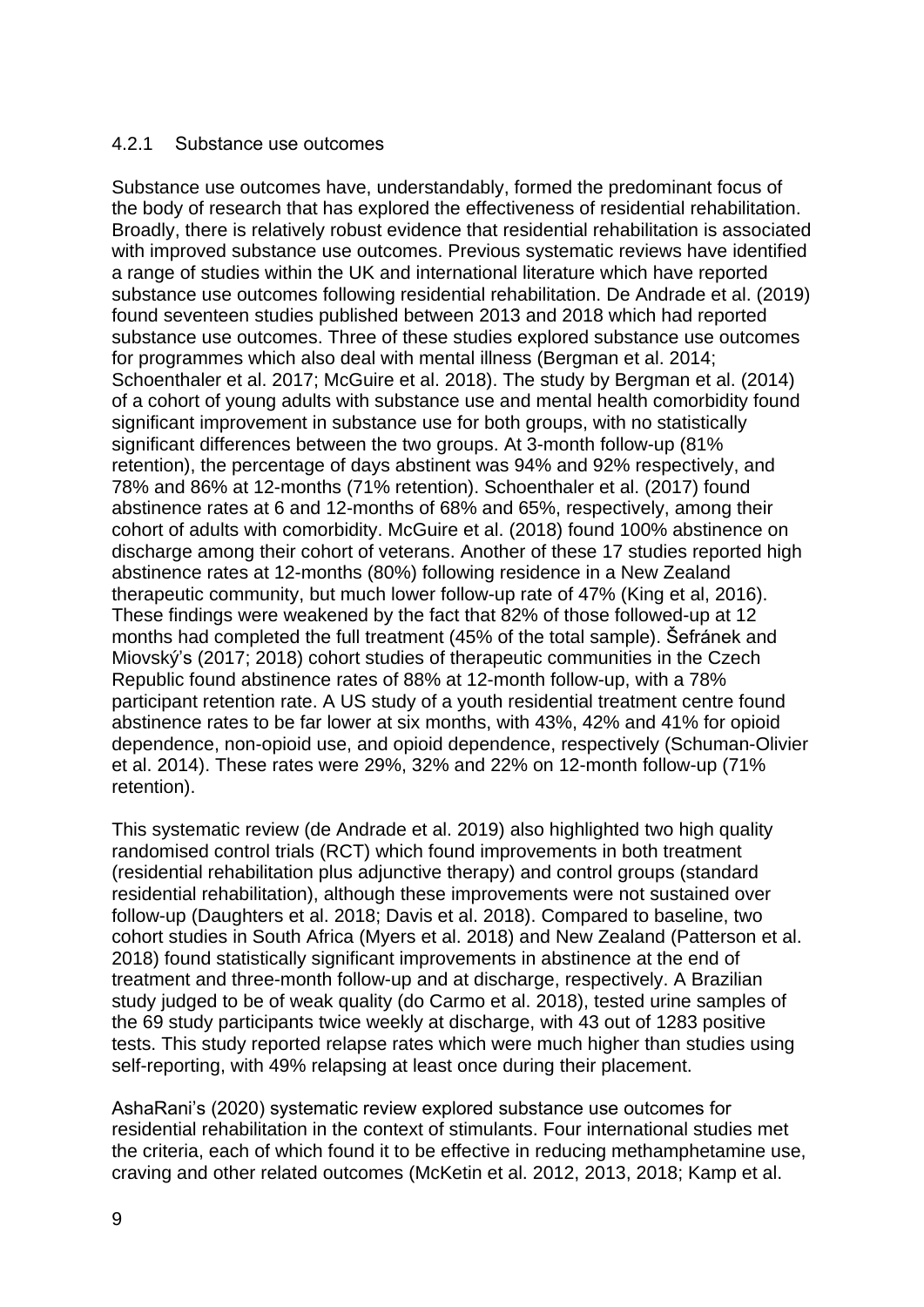### 4.2.1 Substance use outcomes

Substance use outcomes have, understandably, formed the predominant focus of the body of research that has explored the effectiveness of residential rehabilitation. Broadly, there is relatively robust evidence that residential rehabilitation is associated with improved substance use outcomes. Previous systematic reviews have identified a range of studies within the UK and international literature which have reported substance use outcomes following residential rehabilitation. De Andrade et al. (2019) found seventeen studies published between 2013 and 2018 which had reported substance use outcomes. Three of these studies explored substance use outcomes for programmes which also deal with mental illness (Bergman et al. 2014; Schoenthaler et al. 2017; McGuire et al. 2018). The study by Bergman et al. (2014) of a cohort of young adults with substance use and mental health comorbidity found significant improvement in substance use for both groups, with no statistically significant differences between the two groups. At 3-month follow-up (81% retention), the percentage of days abstinent was 94% and 92% respectively, and 78% and 86% at 12-months (71% retention). Schoenthaler et al. (2017) found abstinence rates at 6 and 12-months of 68% and 65%, respectively, among their cohort of adults with comorbidity. McGuire et al. (2018) found 100% abstinence on discharge among their cohort of veterans. Another of these 17 studies reported high abstinence rates at 12-months (80%) following residence in a New Zealand therapeutic community, but much lower follow-up rate of 47% (King et al, 2016). These findings were weakened by the fact that 82% of those followed-up at 12 months had completed the full treatment (45% of the total sample). Šefránek and Miovský's (2017; 2018) cohort studies of therapeutic communities in the Czech Republic found abstinence rates of 88% at 12-month follow-up, with a 78% participant retention rate. A US study of a youth residential treatment centre found abstinence rates to be far lower at six months, with 43%, 42% and 41% for opioid dependence, non-opioid use, and opioid dependence, respectively (Schuman-Olivier et al. 2014). These rates were 29%, 32% and 22% on 12-month follow-up (71% retention).

This systematic review (de Andrade et al. 2019) also highlighted two high quality randomised control trials (RCT) which found improvements in both treatment (residential rehabilitation plus adjunctive therapy) and control groups (standard residential rehabilitation), although these improvements were not sustained over follow-up (Daughters et al. 2018; Davis et al. 2018). Compared to baseline, two cohort studies in South Africa (Myers et al. 2018) and New Zealand (Patterson et al. 2018) found statistically significant improvements in abstinence at the end of treatment and three-month follow-up and at discharge, respectively. A Brazilian study judged to be of weak quality (do Carmo et al. 2018), tested urine samples of the 69 study participants twice weekly at discharge, with 43 out of 1283 positive tests. This study reported relapse rates which were much higher than studies using self-reporting, with 49% relapsing at least once during their placement.

AshaRani's (2020) systematic review explored substance use outcomes for residential rehabilitation in the context of stimulants. Four international studies met the criteria, each of which found it to be effective in reducing methamphetamine use, craving and other related outcomes (McKetin et al. 2012, 2013, 2018; Kamp et al.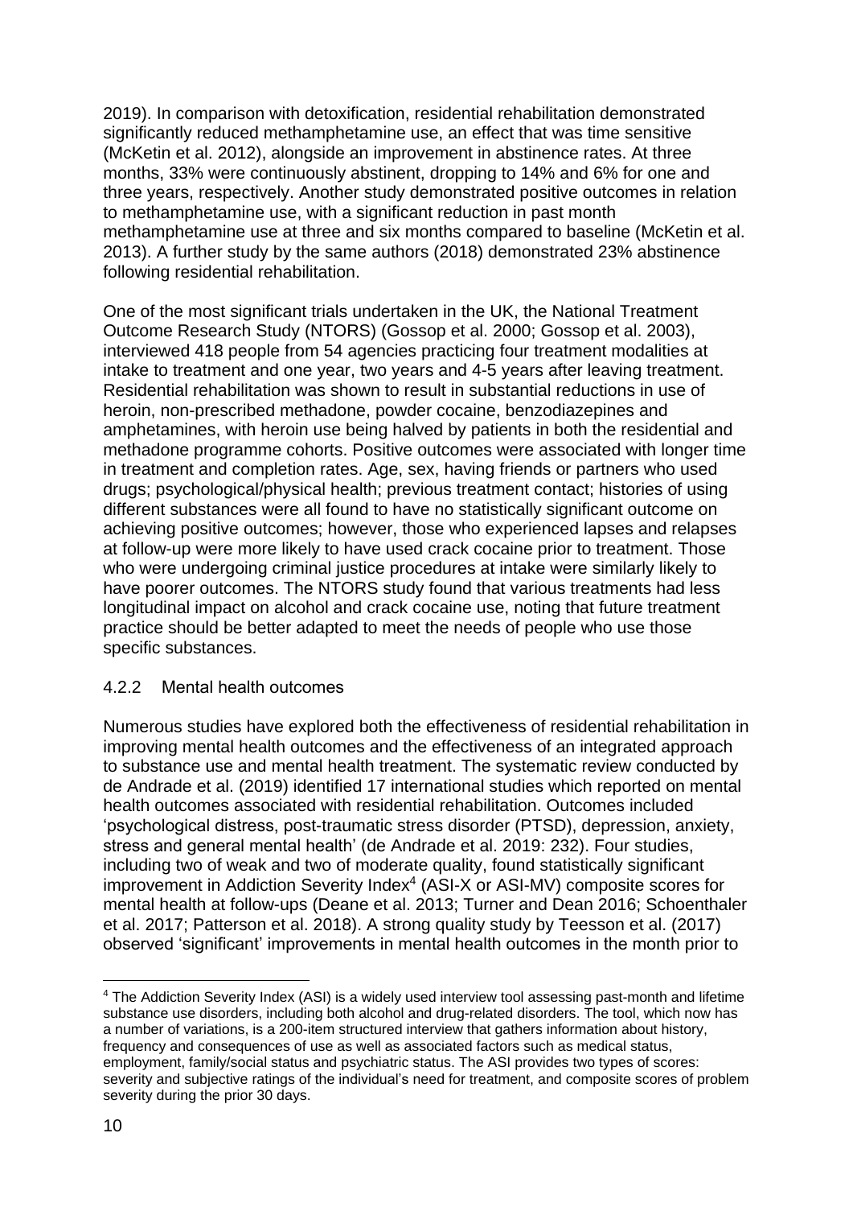2019). In comparison with detoxification, residential rehabilitation demonstrated significantly reduced methamphetamine use, an effect that was time sensitive (McKetin et al. 2012), alongside an improvement in abstinence rates. At three months, 33% were continuously abstinent, dropping to 14% and 6% for one and three years, respectively. Another study demonstrated positive outcomes in relation to methamphetamine use, with a significant reduction in past month methamphetamine use at three and six months compared to baseline (McKetin et al. 2013). A further study by the same authors (2018) demonstrated 23% abstinence following residential rehabilitation.

One of the most significant trials undertaken in the UK, the National Treatment Outcome Research Study (NTORS) (Gossop et al. 2000; Gossop et al. 2003), interviewed 418 people from 54 agencies practicing four treatment modalities at intake to treatment and one year, two years and 4-5 years after leaving treatment. Residential rehabilitation was shown to result in substantial reductions in use of heroin, non-prescribed methadone, powder cocaine, benzodiazepines and amphetamines, with heroin use being halved by patients in both the residential and methadone programme cohorts. Positive outcomes were associated with longer time in treatment and completion rates. Age, sex, having friends or partners who used drugs; psychological/physical health; previous treatment contact; histories of using different substances were all found to have no statistically significant outcome on achieving positive outcomes; however, those who experienced lapses and relapses at follow-up were more likely to have used crack cocaine prior to treatment. Those who were undergoing criminal justice procedures at intake were similarly likely to have poorer outcomes. The NTORS study found that various treatments had less longitudinal impact on alcohol and crack cocaine use, noting that future treatment practice should be better adapted to meet the needs of people who use those specific substances.

### 4.2.2 Mental health outcomes

Numerous studies have explored both the effectiveness of residential rehabilitation in improving mental health outcomes and the effectiveness of an integrated approach to substance use and mental health treatment. The systematic review conducted by de Andrade et al. (2019) identified 17 international studies which reported on mental health outcomes associated with residential rehabilitation. Outcomes included 'psychological distress, post-traumatic stress disorder (PTSD), depression, anxiety, stress and general mental health' (de Andrade et al. 2019: 232). Four studies, including two of weak and two of moderate quality, found statistically significant improvement in Addiction Severity Index[4] (ASI-X or ASI-MV) composite scores for mental health at follow-ups (Deane et al. 2013; Turner and Dean 2016; Schoenthaler et al. 2017; Patterson et al. 2018). A strong quality study by Teesson et al. (2017) observed 'significant' improvements in mental health outcomes in the month prior to

[4] The Addiction Severity Index (ASI) is a widely used interview tool assessing past-month and lifetime substance use disorders, including both alcohol and drug-related disorders. The tool, which now has a number of variations, is a 200-item structured interview that gathers information about history, frequency and consequences of use as well as associated factors such as medical status, employment, family/social status and psychiatric status. The ASI provides two types of scores: severity and subjective ratings of the individual's need for treatment, and composite scores of problem severity during the prior 30 days.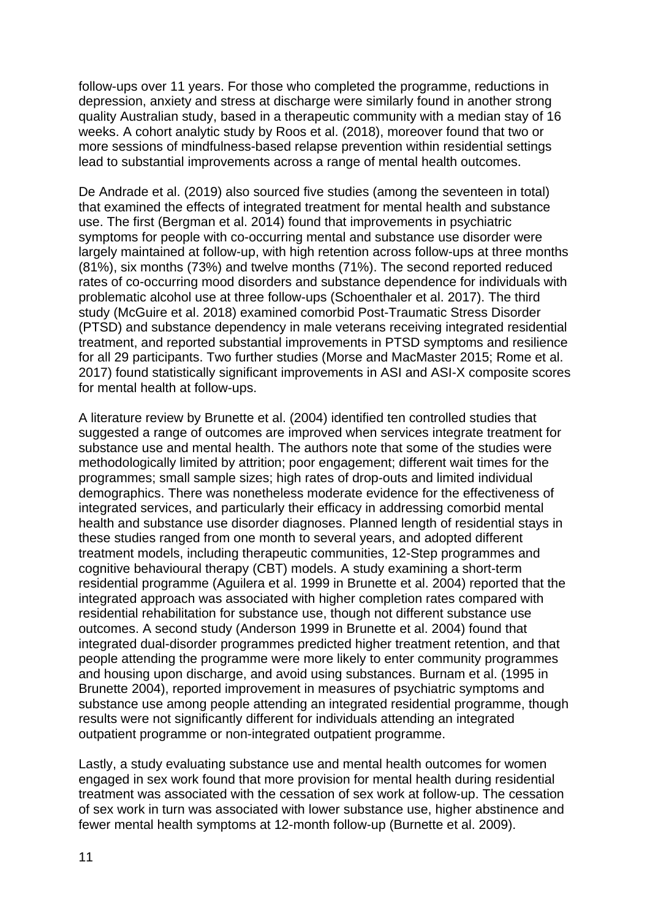follow-ups over 11 years. For those who completed the programme, reductions in depression, anxiety and stress at discharge were similarly found in another strong quality Australian study, based in a therapeutic community with a median stay of 16 weeks. A cohort analytic study by Roos et al. (2018), moreover found that two or more sessions of mindfulness-based relapse prevention within residential settings lead to substantial improvements across a range of mental health outcomes.

De Andrade et al. (2019) also sourced five studies (among the seventeen in total) that examined the effects of integrated treatment for mental health and substance use. The first (Bergman et al. 2014) found that improvements in psychiatric symptoms for people with co-occurring mental and substance use disorder were largely maintained at follow-up, with high retention across follow-ups at three months (81%), six months (73%) and twelve months (71%). The second reported reduced rates of co-occurring mood disorders and substance dependence for individuals with problematic alcohol use at three follow-ups (Schoenthaler et al. 2017). The third study (McGuire et al. 2018) examined comorbid Post-Traumatic Stress Disorder (PTSD) and substance dependency in male veterans receiving integrated residential treatment, and reported substantial improvements in PTSD symptoms and resilience for all 29 participants. Two further studies (Morse and MacMaster 2015; Rome et al. 2017) found statistically significant improvements in ASI and ASI-X composite scores for mental health at follow-ups.

A literature review by Brunette et al. (2004) identified ten controlled studies that suggested a range of outcomes are improved when services integrate treatment for substance use and mental health. The authors note that some of the studies were methodologically limited by attrition; poor engagement; different wait times for the programmes; small sample sizes; high rates of drop-outs and limited individual demographics. There was nonetheless moderate evidence for the effectiveness of integrated services, and particularly their efficacy in addressing comorbid mental health and substance use disorder diagnoses. Planned length of residential stays in these studies ranged from one month to several years, and adopted different treatment models, including therapeutic communities, 12-Step programmes and cognitive behavioural therapy (CBT) models. A study examining a short-term residential programme (Aguilera et al. 1999 in Brunette et al. 2004) reported that the integrated approach was associated with higher completion rates compared with residential rehabilitation for substance use, though not different substance use outcomes. A second study (Anderson 1999 in Brunette et al. 2004) found that integrated dual-disorder programmes predicted higher treatment retention, and that people attending the programme were more likely to enter community programmes and housing upon discharge, and avoid using substances. Burnam et al. (1995 in Brunette 2004), reported improvement in measures of psychiatric symptoms and substance use among people attending an integrated residential programme, though results were not significantly different for individuals attending an integrated outpatient programme or non-integrated outpatient programme.

Lastly, a study evaluating substance use and mental health outcomes for women engaged in sex work found that more provision for mental health during residential treatment was associated with the cessation of sex work at follow-up. The cessation of sex work in turn was associated with lower substance use, higher abstinence and fewer mental health symptoms at 12-month follow-up (Burnette et al. 2009).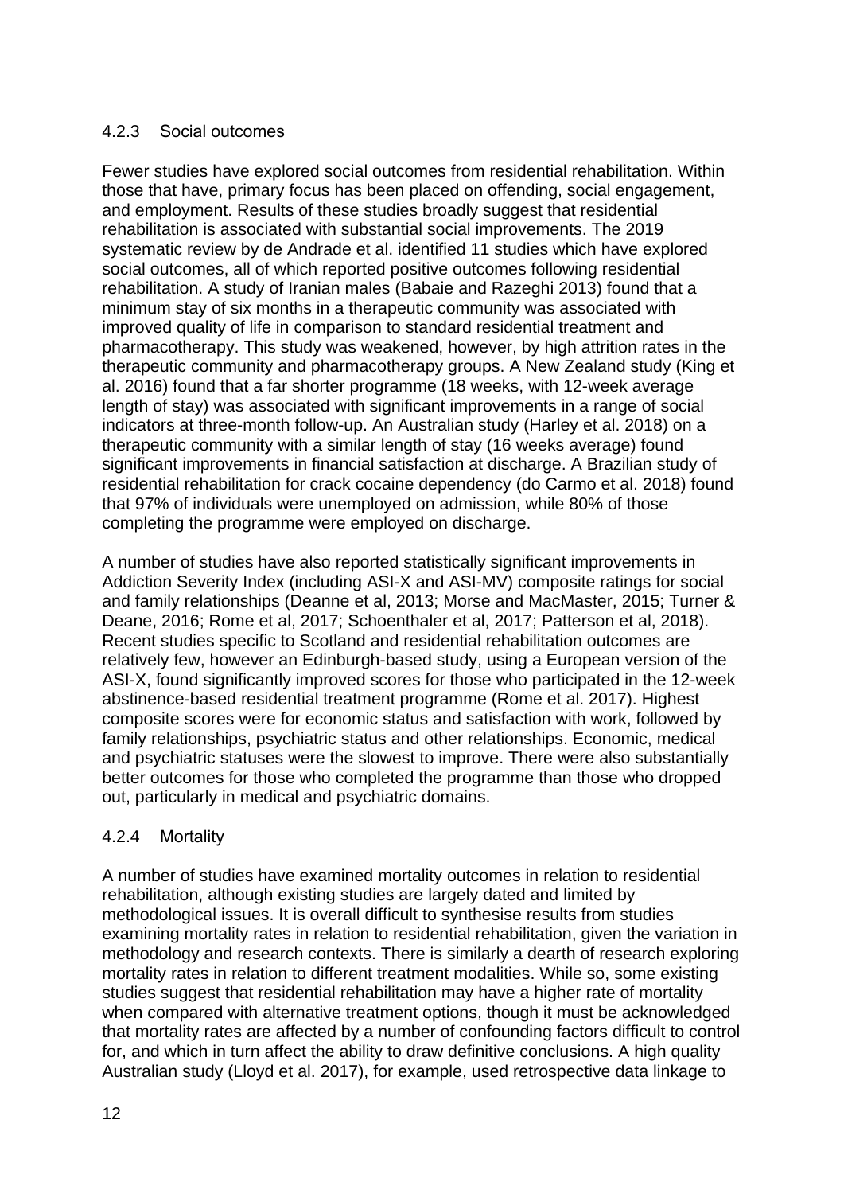### 4.2.3 Social outcomes

Fewer studies have explored social outcomes from residential rehabilitation. Within those that have, primary focus has been placed on offending, social engagement, and employment. Results of these studies broadly suggest that residential rehabilitation is associated with substantial social improvements. The 2019 systematic review by de Andrade et al. identified 11 studies which have explored social outcomes, all of which reported positive outcomes following residential rehabilitation. A study of Iranian males (Babaie and Razeghi 2013) found that a minimum stay of six months in a therapeutic community was associated with improved quality of life in comparison to standard residential treatment and pharmacotherapy. This study was weakened, however, by high attrition rates in the therapeutic community and pharmacotherapy groups. A New Zealand study (King et al. 2016) found that a far shorter programme (18 weeks, with 12-week average length of stay) was associated with significant improvements in a range of social indicators at three-month follow-up. An Australian study (Harley et al. 2018) on a therapeutic community with a similar length of stay (16 weeks average) found significant improvements in financial satisfaction at discharge. A Brazilian study of residential rehabilitation for crack cocaine dependency (do Carmo et al. 2018) found that 97% of individuals were unemployed on admission, while 80% of those completing the programme were employed on discharge.

A number of studies have also reported statistically significant improvements in Addiction Severity Index (including ASI-X and ASI-MV) composite ratings for social and family relationships (Deanne et al, 2013; Morse and MacMaster, 2015; Turner & Deane, 2016; Rome et al, 2017; Schoenthaler et al, 2017; Patterson et al, 2018). Recent studies specific to Scotland and residential rehabilitation outcomes are relatively few, however an Edinburgh-based study, using a European version of the ASI-X, found significantly improved scores for those who participated in the 12-week abstinence-based residential treatment programme (Rome et al. 2017). Highest composite scores were for economic status and satisfaction with work, followed by family relationships, psychiatric status and other relationships. Economic, medical and psychiatric statuses were the slowest to improve. There were also substantially better outcomes for those who completed the programme than those who dropped out, particularly in medical and psychiatric domains.

### 4.2.4 Mortality

A number of studies have examined mortality outcomes in relation to residential rehabilitation, although existing studies are largely dated and limited by methodological issues. It is overall difficult to synthesise results from studies examining mortality rates in relation to residential rehabilitation, given the variation in methodology and research contexts. There is similarly a dearth of research exploring mortality rates in relation to different treatment modalities. While so, some existing studies suggest that residential rehabilitation may have a higher rate of mortality when compared with alternative treatment options, though it must be acknowledged that mortality rates are affected by a number of confounding factors difficult to control for, and which in turn affect the ability to draw definitive conclusions. A high quality Australian study (Lloyd et al. 2017), for example, used retrospective data linkage to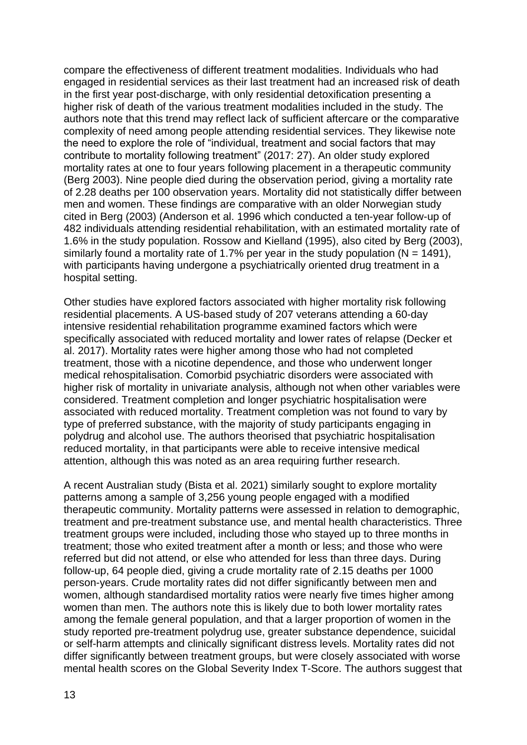compare the effectiveness of different treatment modalities. Individuals who had engaged in residential services as their last treatment had an increased risk of death in the first year post-discharge, with only residential detoxification presenting a higher risk of death of the various treatment modalities included in the study. The authors note that this trend may reflect lack of sufficient aftercare or the comparative complexity of need among people attending residential services. They likewise note the need to explore the role of "individual, treatment and social factors that may contribute to mortality following treatment" (2017: 27). An older study explored mortality rates at one to four years following placement in a therapeutic community (Berg 2003). Nine people died during the observation period, giving a mortality rate of 2.28 deaths per 100 observation years. Mortality did not statistically differ between men and women. These findings are comparative with an older Norwegian study cited in Berg (2003) (Anderson et al. 1996 which conducted a ten-year follow-up of 482 individuals attending residential rehabilitation, with an estimated mortality rate of 1.6% in the study population. Rossow and Kielland (1995), also cited by Berg (2003), similarly found a mortality rate of 1.7% per year in the study population (N = 1491), with participants having undergone a psychiatrically oriented drug treatment in a hospital setting.

Other studies have explored factors associated with higher mortality risk following residential placements. A US-based study of 207 veterans attending a 60-day intensive residential rehabilitation programme examined factors which were specifically associated with reduced mortality and lower rates of relapse (Decker et al. 2017). Mortality rates were higher among those who had not completed treatment, those with a nicotine dependence, and those who underwent longer medical rehospitalisation. Comorbid psychiatric disorders were associated with higher risk of mortality in univariate analysis, although not when other variables were considered. Treatment completion and longer psychiatric hospitalisation were associated with reduced mortality. Treatment completion was not found to vary by type of preferred substance, with the majority of study participants engaging in polydrug and alcohol use. The authors theorised that psychiatric hospitalisation reduced mortality, in that participants were able to receive intensive medical attention, although this was noted as an area requiring further research.

A recent Australian study (Bista et al. 2021) similarly sought to explore mortality patterns among a sample of 3,256 young people engaged with a modified therapeutic community. Mortality patterns were assessed in relation to demographic, treatment and pre-treatment substance use, and mental health characteristics. Three treatment groups were included, including those who stayed up to three months in treatment; those who exited treatment after a month or less; and those who were referred but did not attend, or else who attended for less than three days. During follow-up, 64 people died, giving a crude mortality rate of 2.15 deaths per 1000 person-years. Crude mortality rates did not differ significantly between men and women, although standardised mortality ratios were nearly five times higher among women than men. The authors note this is likely due to both lower mortality rates among the female general population, and that a larger proportion of women in the study reported pre-treatment polydrug use, greater substance dependence, suicidal or self-harm attempts and clinically significant distress levels. Mortality rates did not differ significantly between treatment groups, but were closely associated with worse mental health scores on the Global Severity Index T-Score. The authors suggest that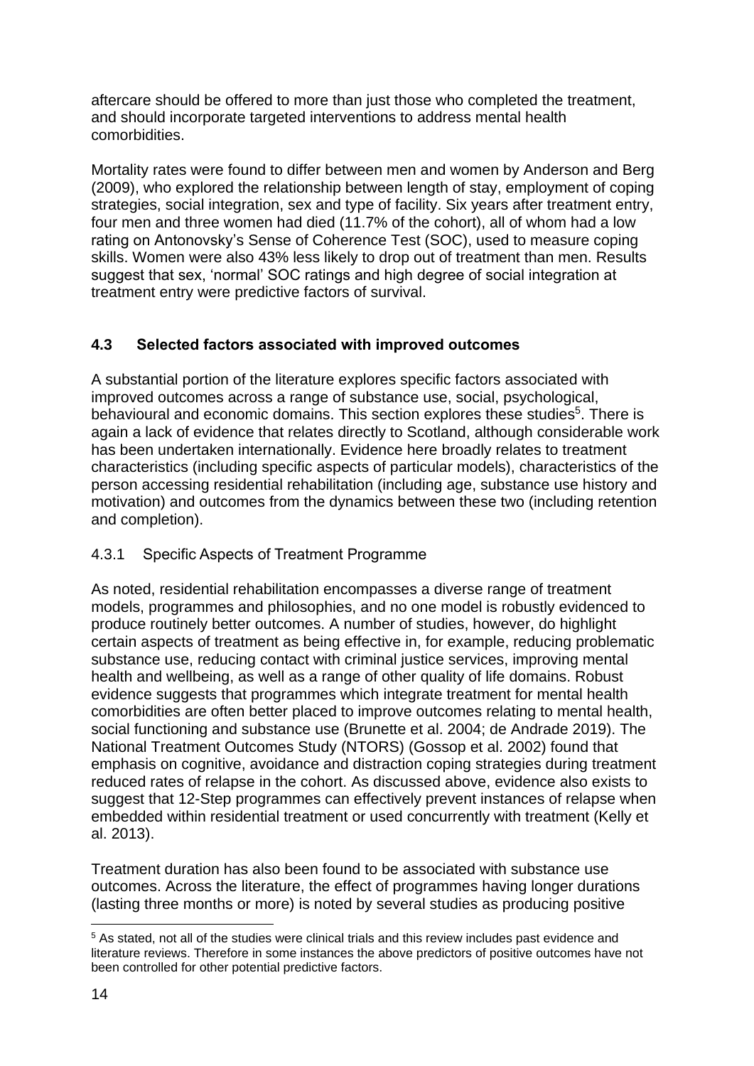aftercare should be offered to more than just those who completed the treatment, and should incorporate targeted interventions to address mental health comorbidities.

Mortality rates were found to differ between men and women by Anderson and Berg (2009), who explored the relationship between length of stay, employment of coping strategies, social integration, sex and type of facility. Six years after treatment entry, four men and three women had died (11.7% of the cohort), all of whom had a low rating on Antonovsky's Sense of Coherence Test (SOC), used to measure coping skills. Women were also 43% less likely to drop out of treatment than men. Results suggest that sex, 'normal' SOC ratings and high degree of social integration at treatment entry were predictive factors of survival.

### 4.3 Selected factors associated with improved outcomes

A substantial portion of the literature explores specific factors associated with improved outcomes across a range of substance use, social, psychological, behavioural and economic domains. This section explores these studies[5]. There is again a lack of evidence that relates directly to Scotland, although considerable work has been undertaken internationally. Evidence here broadly relates to treatment characteristics (including specific aspects of particular models), characteristics of the person accessing residential rehabilitation (including age, substance use history and motivation) and outcomes from the dynamics between these two (including retention and completion).

#### 4.3.1 Specific Aspects of Treatment Programme

As noted, residential rehabilitation encompasses a diverse range of treatment models, programmes and philosophies, and no one model is robustly evidenced to produce routinely better outcomes. A number of studies, however, do highlight certain aspects of treatment as being effective in, for example, reducing problematic substance use, reducing contact with criminal justice services, improving mental health and wellbeing, as well as a range of other quality of life domains. Robust evidence suggests that programmes which integrate treatment for mental health comorbidities are often better placed to improve outcomes relating to mental health, social functioning and substance use (Brunette et al. 2004; de Andrade 2019). The National Treatment Outcomes Study (NTORS) (Gossop et al. 2002) found that emphasis on cognitive, avoidance and distraction coping strategies during treatment reduced rates of relapse in the cohort. As discussed above, evidence also exists to suggest that 12-Step programmes can effectively prevent instances of relapse when embedded within residential treatment or used concurrently with treatment (Kelly et al. 2013).

Treatment duration has also been found to be associated with substance use outcomes. Across the literature, the effect of programmes having longer durations (lasting three months or more) is noted by several studies as producing positive

[5] As stated, not all of the studies were clinical trials and this review includes past evidence and literature reviews. Therefore in some instances the above predictors of positive outcomes have not been controlled for other potential predictive factors.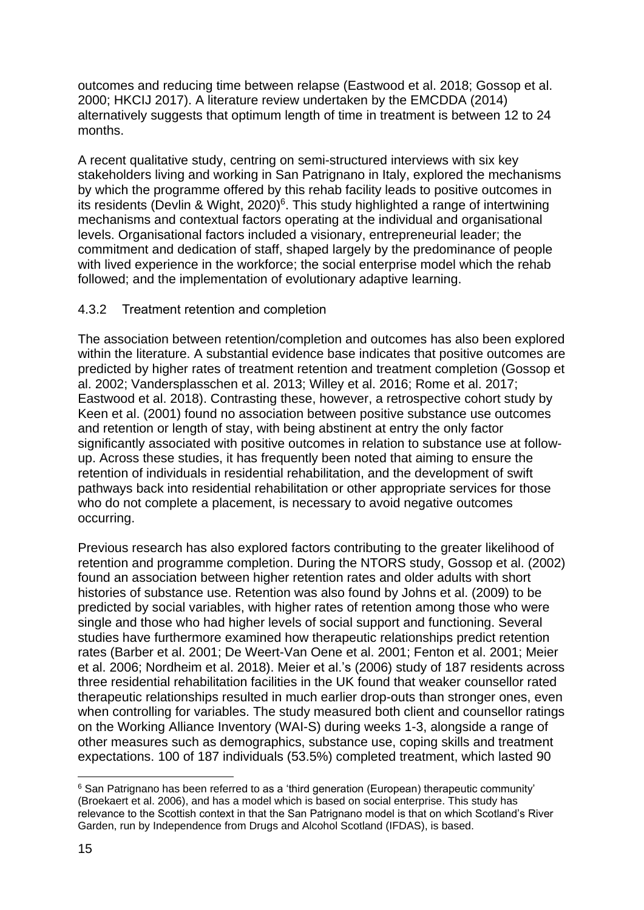outcomes and reducing time between relapse (Eastwood et al. 2018; Gossop et al. 2000; HKCIJ 2017). A literature review undertaken by the EMCDDA (2014) alternatively suggests that optimum length of time in treatment is between 12 to 24 months.

A recent qualitative study, centring on semi-structured interviews with six key stakeholders living and working in San Patrignano in Italy, explored the mechanisms by which the programme offered by this rehab facility leads to positive outcomes in its residents (Devlin & Wight, 2020)[6]. This study highlighted a range of intertwining mechanisms and contextual factors operating at the individual and organisational levels. Organisational factors included a visionary, entrepreneurial leader; the commitment and dedication of staff, shaped largely by the predominance of people with lived experience in the workforce; the social enterprise model which the rehab followed; and the implementation of evolutionary adaptive learning.

### 4.3.2 Treatment retention and completion

The association between retention/completion and outcomes has also been explored within the literature. A substantial evidence base indicates that positive outcomes are predicted by higher rates of treatment retention and treatment completion (Gossop et al. 2002; Vandersplasschen et al. 2013; Willey et al. 2016; Rome et al. 2017; Eastwood et al. 2018). Contrasting these, however, a retrospective cohort study by Keen et al. (2001) found no association between positive substance use outcomes and retention or length of stay, with being abstinent at entry the only factor significantly associated with positive outcomes in relation to substance use at follow-up. Across these studies, it has frequently been noted that aiming to ensure the retention of individuals in residential rehabilitation, and the development of swift pathways back into residential rehabilitation or other appropriate services for those who do not complete a placement, is necessary to avoid negative outcomes occurring.

Previous research has also explored factors contributing to the greater likelihood of retention and programme completion. During the NTORS study, Gossop et al. (2002) found an association between higher retention rates and older adults with short histories of substance use. Retention was also found by Johns et al. (2009) to be predicted by social variables, with higher rates of retention among those who were single and those who had higher levels of social support and functioning. Several studies have furthermore examined how therapeutic relationships predict retention rates (Barber et al. 2001; De Weert-Van Oene et al. 2001; Fenton et al. 2001; Meier et al. 2006; Nordheim et al. 2018). Meier et al.'s (2006) study of 187 residents across three residential rehabilitation facilities in the UK found that weaker counsellor rated therapeutic relationships resulted in much earlier drop-outs than stronger ones, even when controlling for variables. The study measured both client and counsellor ratings on the Working Alliance Inventory (WAI-S) during weeks 1-3, alongside a range of other measures such as demographics, substance use, coping skills and treatment expectations. 100 of 187 individuals (53.5%) completed treatment, which lasted 90

[6] San Patrignano has been referred to as a 'third generation (European) therapeutic community' (Broekaert et al. 2006), and has a model which is based on social enterprise. This study has relevance to the Scottish context in that the San Patrignano model is that on which Scotland's River Garden, run by Independence from Drugs and Alcohol Scotland (IFDAS), is based.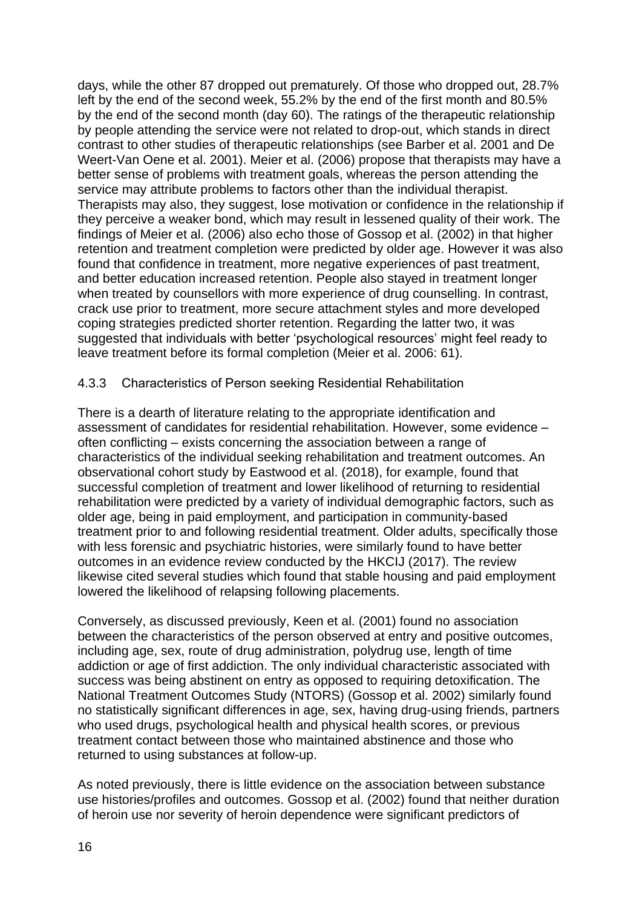days, while the other 87 dropped out prematurely. Of those who dropped out, 28.7% left by the end of the second week, 55.2% by the end of the first month and 80.5% by the end of the second month (day 60). The ratings of the therapeutic relationship by people attending the service were not related to drop-out, which stands in direct contrast to other studies of therapeutic relationships (see Barber et al. 2001 and De Weert-Van Oene et al. 2001). Meier et al. (2006) propose that therapists may have a better sense of problems with treatment goals, whereas the person attending the service may attribute problems to factors other than the individual therapist. Therapists may also, they suggest, lose motivation or confidence in the relationship if they perceive a weaker bond, which may result in lessened quality of their work. The findings of Meier et al. (2006) also echo those of Gossop et al. (2002) in that higher retention and treatment completion were predicted by older age. However it was also found that confidence in treatment, more negative experiences of past treatment, and better education increased retention. People also stayed in treatment longer when treated by counsellors with more experience of drug counselling. In contrast, crack use prior to treatment, more secure attachment styles and more developed coping strategies predicted shorter retention. Regarding the latter two, it was suggested that individuals with better 'psychological resources' might feel ready to leave treatment before its formal completion (Meier et al. 2006: 61).

### 4.3.3 Characteristics of Person seeking Residential Rehabilitation

There is a dearth of literature relating to the appropriate identification and assessment of candidates for residential rehabilitation. However, some evidence – often conflicting – exists concerning the association between a range of characteristics of the individual seeking rehabilitation and treatment outcomes. An observational cohort study by Eastwood et al. (2018), for example, found that successful completion of treatment and lower likelihood of returning to residential rehabilitation were predicted by a variety of individual demographic factors, such as older age, being in paid employment, and participation in community-based treatment prior to and following residential treatment. Older adults, specifically those with less forensic and psychiatric histories, were similarly found to have better outcomes in an evidence review conducted by the HKCIJ (2017). The review likewise cited several studies which found that stable housing and paid employment lowered the likelihood of relapsing following placements.

Conversely, as discussed previously, Keen et al. (2001) found no association between the characteristics of the person observed at entry and positive outcomes, including age, sex, route of drug administration, polydrug use, length of time addiction or age of first addiction. The only individual characteristic associated with success was being abstinent on entry as opposed to requiring detoxification. The National Treatment Outcomes Study (NTORS) (Gossop et al. 2002) similarly found no statistically significant differences in age, sex, having drug-using friends, partners who used drugs, psychological health and physical health scores, or previous treatment contact between those who maintained abstinence and those who returned to using substances at follow-up.

As noted previously, there is little evidence on the association between substance use histories/profiles and outcomes. Gossop et al. (2002) found that neither duration of heroin use nor severity of heroin dependence were significant predictors of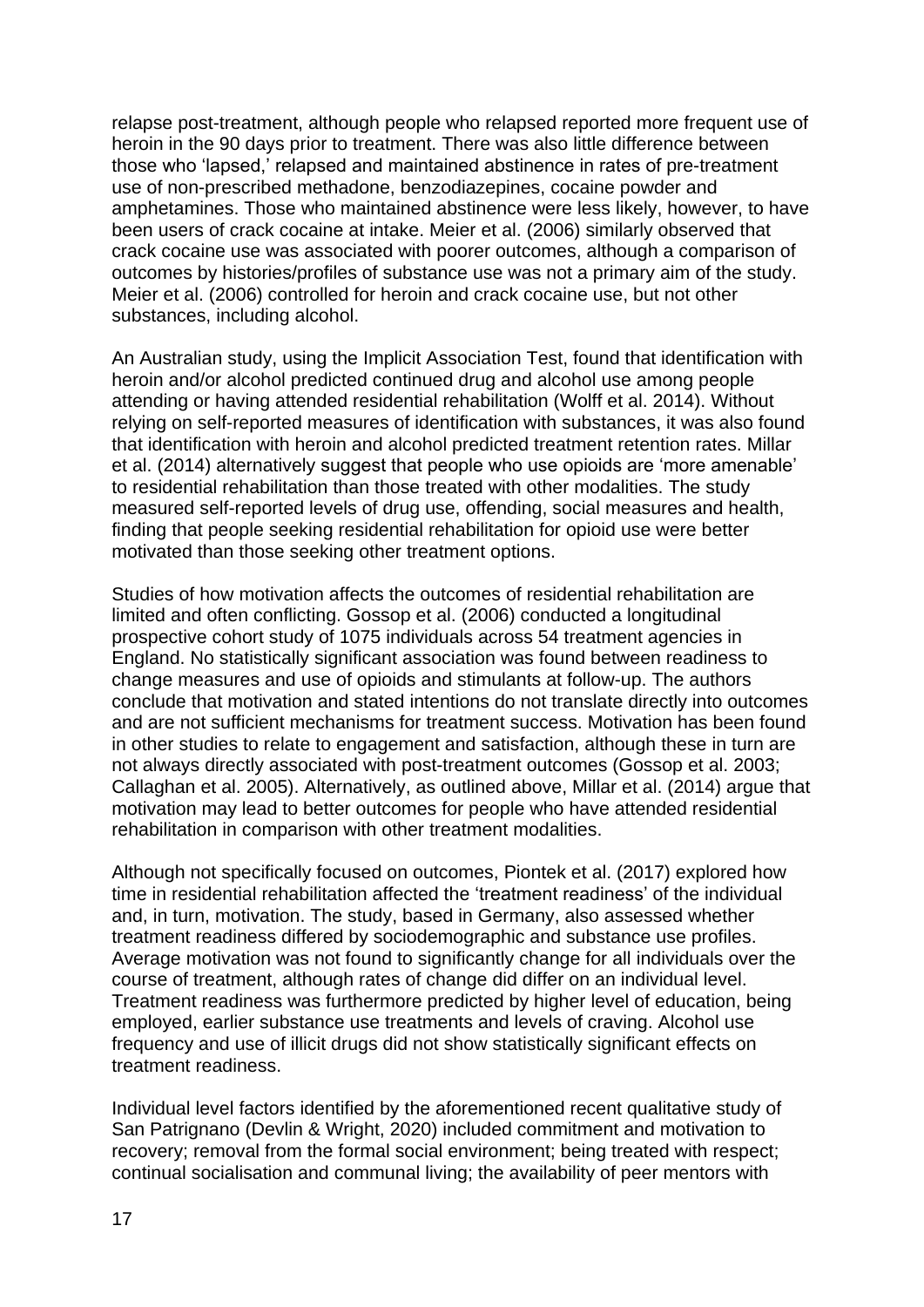relapse post-treatment, although people who relapsed reported more frequent use of heroin in the 90 days prior to treatment. There was also little difference between those who 'lapsed,' relapsed and maintained abstinence in rates of pre-treatment use of non-prescribed methadone, benzodiazepines, cocaine powder and amphetamines. Those who maintained abstinence were less likely, however, to have been users of crack cocaine at intake. Meier et al. (2006) similarly observed that crack cocaine use was associated with poorer outcomes, although a comparison of outcomes by histories/profiles of substance use was not a primary aim of the study. Meier et al. (2006) controlled for heroin and crack cocaine use, but not other substances, including alcohol.

An Australian study, using the Implicit Association Test, found that identification with heroin and/or alcohol predicted continued drug and alcohol use among people attending or having attended residential rehabilitation (Wolff et al. 2014). Without relying on self-reported measures of identification with substances, it was also found that identification with heroin and alcohol predicted treatment retention rates. Millar et al. (2014) alternatively suggest that people who use opioids are 'more amenable' to residential rehabilitation than those treated with other modalities. The study measured self-reported levels of drug use, offending, social measures and health, finding that people seeking residential rehabilitation for opioid use were better motivated than those seeking other treatment options.

Studies of how motivation affects the outcomes of residential rehabilitation are limited and often conflicting. Gossop et al. (2006) conducted a longitudinal prospective cohort study of 1075 individuals across 54 treatment agencies in England. No statistically significant association was found between readiness to change measures and use of opioids and stimulants at follow-up. The authors conclude that motivation and stated intentions do not translate directly into outcomes and are not sufficient mechanisms for treatment success. Motivation has been found in other studies to relate to engagement and satisfaction, although these in turn are not always directly associated with post-treatment outcomes (Gossop et al. 2003; Callaghan et al. 2005). Alternatively, as outlined above, Millar et al. (2014) argue that motivation may lead to better outcomes for people who have attended residential rehabilitation in comparison with other treatment modalities.

Although not specifically focused on outcomes, Piontek et al. (2017) explored how time in residential rehabilitation affected the 'treatment readiness' of the individual and, in turn, motivation. The study, based in Germany, also assessed whether treatment readiness differed by sociodemographic and substance use profiles. Average motivation was not found to significantly change for all individuals over the course of treatment, although rates of change did differ on an individual level. Treatment readiness was furthermore predicted by higher level of education, being employed, earlier substance use treatments and levels of craving. Alcohol use frequency and use of illicit drugs did not show statistically significant effects on treatment readiness.

Individual level factors identified by the aforementioned recent qualitative study of San Patrignano (Devlin & Wright, 2020) included commitment and motivation to recovery; removal from the formal social environment; being treated with respect; continual socialisation and communal living; the availability of peer mentors with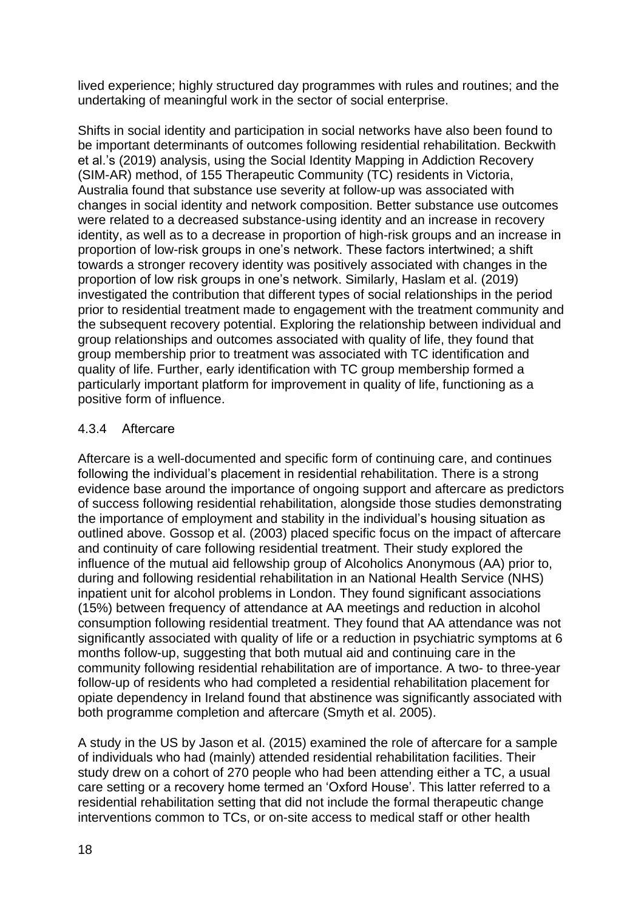lived experience; highly structured day programmes with rules and routines; and the undertaking of meaningful work in the sector of social enterprise.

Shifts in social identity and participation in social networks have also been found to be important determinants of outcomes following residential rehabilitation. Beckwith et al.'s (2019) analysis, using the Social Identity Mapping in Addiction Recovery (SIM-AR) method, of 155 Therapeutic Community (TC) residents in Victoria, Australia found that substance use severity at follow-up was associated with changes in social identity and network composition. Better substance use outcomes were related to a decreased substance-using identity and an increase in recovery identity, as well as to a decrease in proportion of high-risk groups and an increase in proportion of low-risk groups in one's network. These factors intertwined; a shift towards a stronger recovery identity was positively associated with changes in the proportion of low risk groups in one's network. Similarly, Haslam et al. (2019) investigated the contribution that different types of social relationships in the period prior to residential treatment made to engagement with the treatment community and the subsequent recovery potential. Exploring the relationship between individual and group relationships and outcomes associated with quality of life, they found that group membership prior to treatment was associated with TC identification and quality of life. Further, early identification with TC group membership formed a particularly important platform for improvement in quality of life, functioning as a positive form of influence.

### 4.3.4 Aftercare

Aftercare is a well-documented and specific form of continuing care, and continues following the individual's placement in residential rehabilitation. There is a strong evidence base around the importance of ongoing support and aftercare as predictors of success following residential rehabilitation, alongside those studies demonstrating the importance of employment and stability in the individual's housing situation as outlined above. Gossop et al. (2003) placed specific focus on the impact of aftercare and continuity of care following residential treatment. Their study explored the influence of the mutual aid fellowship group of Alcoholics Anonymous (AA) prior to, during and following residential rehabilitation in an National Health Service (NHS) inpatient unit for alcohol problems in London. They found significant associations (15%) between frequency of attendance at AA meetings and reduction in alcohol consumption following residential treatment. They found that AA attendance was not significantly associated with quality of life or a reduction in psychiatric symptoms at 6 months follow-up, suggesting that both mutual aid and continuing care in the community following residential rehabilitation are of importance. A two- to three-year follow-up of residents who had completed a residential rehabilitation placement for opiate dependency in Ireland found that abstinence was significantly associated with both programme completion and aftercare (Smyth et al. 2005).

A study in the US by Jason et al. (2015) examined the role of aftercare for a sample of individuals who had (mainly) attended residential rehabilitation facilities. Their study drew on a cohort of 270 people who had been attending either a TC, a usual care setting or a recovery home termed an 'Oxford House'. This latter referred to a residential rehabilitation setting that did not include the formal therapeutic change interventions common to TCs, or on-site access to medical staff or other health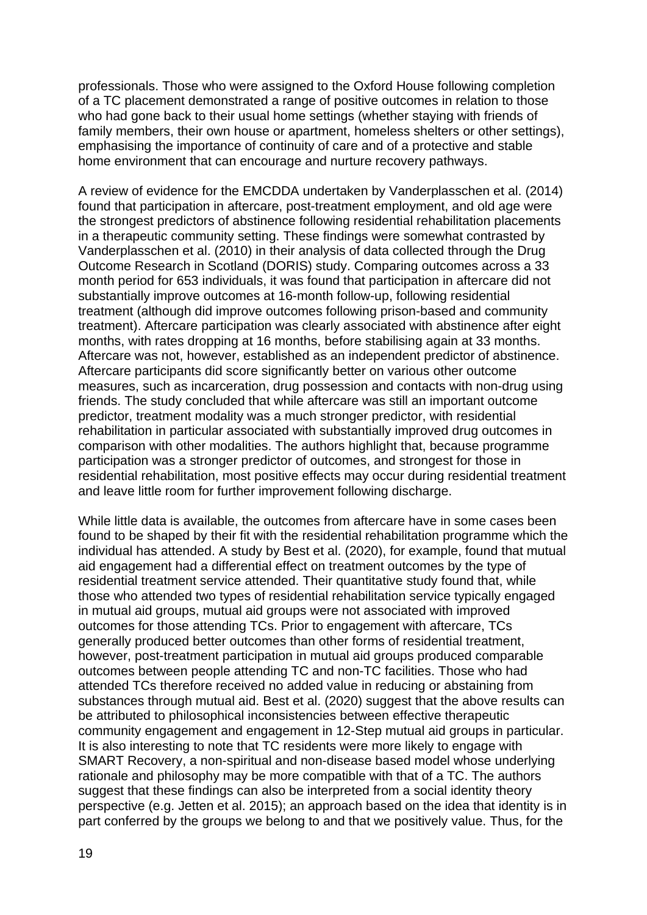professionals. Those who were assigned to the Oxford House following completion of a TC placement demonstrated a range of positive outcomes in relation to those who had gone back to their usual home settings (whether staying with friends of family members, their own house or apartment, homeless shelters or other settings), emphasising the importance of continuity of care and of a protective and stable home environment that can encourage and nurture recovery pathways.

A review of evidence for the EMCDDA undertaken by Vanderplasschen et al. (2014) found that participation in aftercare, post-treatment employment, and old age were the strongest predictors of abstinence following residential rehabilitation placements in a therapeutic community setting. These findings were somewhat contrasted by Vanderplasschen et al. (2010) in their analysis of data collected through the Drug Outcome Research in Scotland (DORIS) study. Comparing outcomes across a 33 month period for 653 individuals, it was found that participation in aftercare did not substantially improve outcomes at 16-month follow-up, following residential treatment (although did improve outcomes following prison-based and community treatment). Aftercare participation was clearly associated with abstinence after eight months, with rates dropping at 16 months, before stabilising again at 33 months. Aftercare was not, however, established as an independent predictor of abstinence. Aftercare participants did score significantly better on various other outcome measures, such as incarceration, drug possession and contacts with non-drug using friends. The study concluded that while aftercare was still an important outcome predictor, treatment modality was a much stronger predictor, with residential rehabilitation in particular associated with substantially improved drug outcomes in comparison with other modalities. The authors highlight that, because programme participation was a stronger predictor of outcomes, and strongest for those in residential rehabilitation, most positive effects may occur during residential treatment and leave little room for further improvement following discharge.

While little data is available, the outcomes from aftercare have in some cases been found to be shaped by their fit with the residential rehabilitation programme which the individual has attended. A study by Best et al. (2020), for example, found that mutual aid engagement had a differential effect on treatment outcomes by the type of residential treatment service attended. Their quantitative study found that, while those who attended two types of residential rehabilitation service typically engaged in mutual aid groups, mutual aid groups were not associated with improved outcomes for those attending TCs. Prior to engagement with aftercare, TCs generally produced better outcomes than other forms of residential treatment, however, post-treatment participation in mutual aid groups produced comparable outcomes between people attending TC and non-TC facilities. Those who had attended TCs therefore received no added value in reducing or abstaining from substances through mutual aid. Best et al. (2020) suggest that the above results can be attributed to philosophical inconsistencies between effective therapeutic community engagement and engagement in 12-Step mutual aid groups in particular. It is also interesting to note that TC residents were more likely to engage with SMART Recovery, a non-spiritual and non-disease based model whose underlying rationale and philosophy may be more compatible with that of a TC. The authors suggest that these findings can also be interpreted from a social identity theory perspective (e.g. Jetten et al. 2015); an approach based on the idea that identity is in part conferred by the groups we belong to and that we positively value. Thus, for the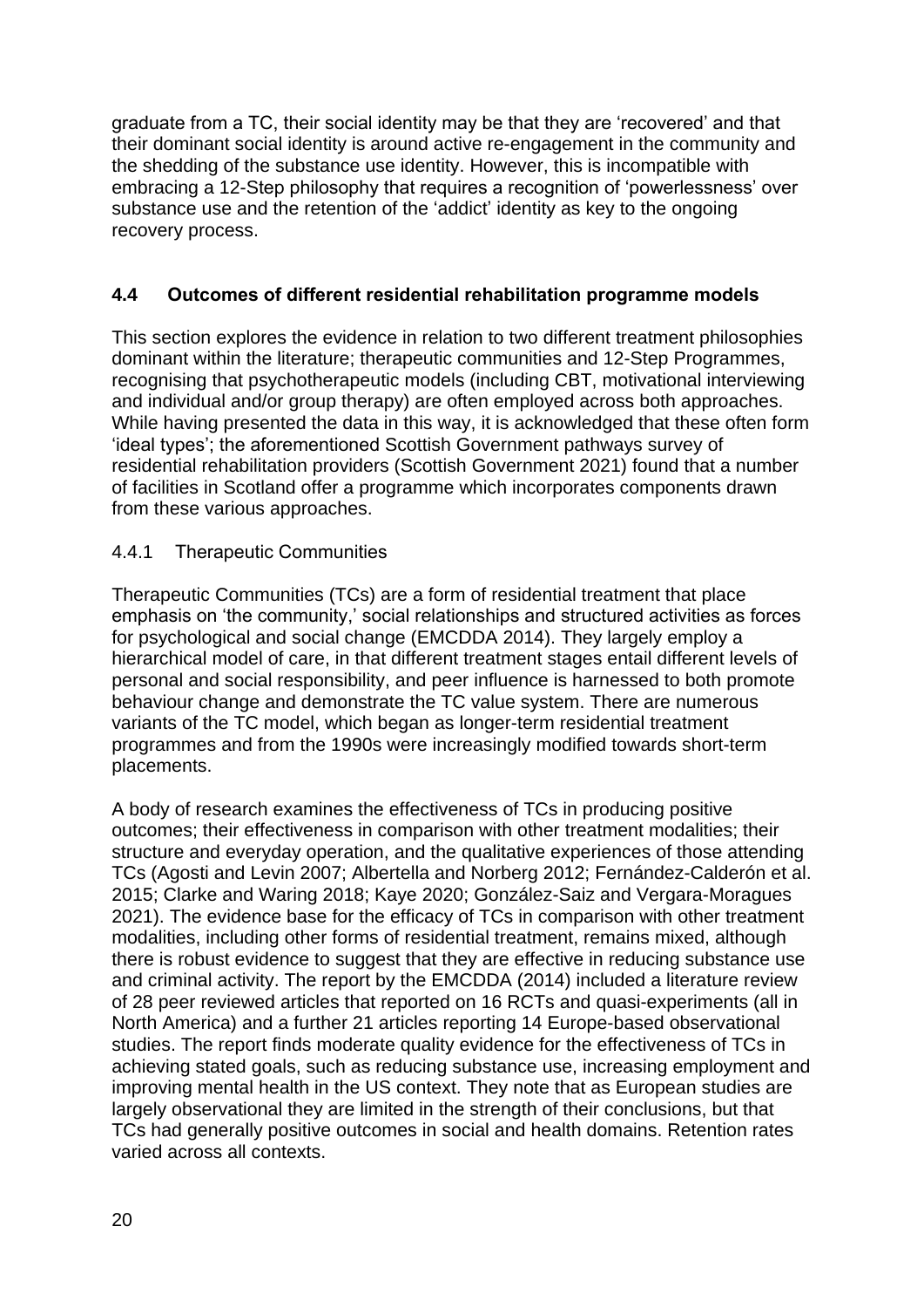graduate from a TC, their social identity may be that they are 'recovered' and that their dominant social identity is around active re-engagement in the community and the shedding of the substance use identity. However, this is incompatible with embracing a 12-Step philosophy that requires a recognition of 'powerlessness' over substance use and the retention of the 'addict' identity as key to the ongoing recovery process.

## 4.4 Outcomes of different residential rehabilitation programme models

This section explores the evidence in relation to two different treatment philosophies dominant within the literature; therapeutic communities and 12-Step Programmes, recognising that psychotherapeutic models (including CBT, motivational interviewing and individual and/or group therapy) are often employed across both approaches. While having presented the data in this way, it is acknowledged that these often form 'ideal types'; the aforementioned Scottish Government pathways survey of residential rehabilitation providers (Scottish Government 2021) found that a number of facilities in Scotland offer a programme which incorporates components drawn from these various approaches.

### 4.4.1 Therapeutic Communities

Therapeutic Communities (TCs) are a form of residential treatment that place emphasis on 'the community,' social relationships and structured activities as forces for psychological and social change (EMCDDA 2014). They largely employ a hierarchical model of care, in that different treatment stages entail different levels of personal and social responsibility, and peer influence is harnessed to both promote behaviour change and demonstrate the TC value system. There are numerous variants of the TC model, which began as longer-term residential treatment programmes and from the 1990s were increasingly modified towards short-term placements.

A body of research examines the effectiveness of TCs in producing positive outcomes; their effectiveness in comparison with other treatment modalities; their structure and everyday operation, and the qualitative experiences of those attending TCs (Agosti and Levin 2007; Albertella and Norberg 2012; Fernández-Calderón et al. 2015; Clarke and Waring 2018; Kaye 2020; González-Saiz and Vergara-Moragues 2021). The evidence base for the efficacy of TCs in comparison with other treatment modalities, including other forms of residential treatment, remains mixed, although there is robust evidence to suggest that they are effective in reducing substance use and criminal activity. The report by the EMCDDA (2014) included a literature review of 28 peer reviewed articles that reported on 16 RCTs and quasi-experiments (all in North America) and a further 21 articles reporting 14 Europe-based observational studies. The report finds moderate quality evidence for the effectiveness of TCs in achieving stated goals, such as reducing substance use, increasing employment and improving mental health in the US context. They note that as European studies are largely observational they are limited in the strength of their conclusions, but that TCs had generally positive outcomes in social and health domains. Retention rates varied across all contexts.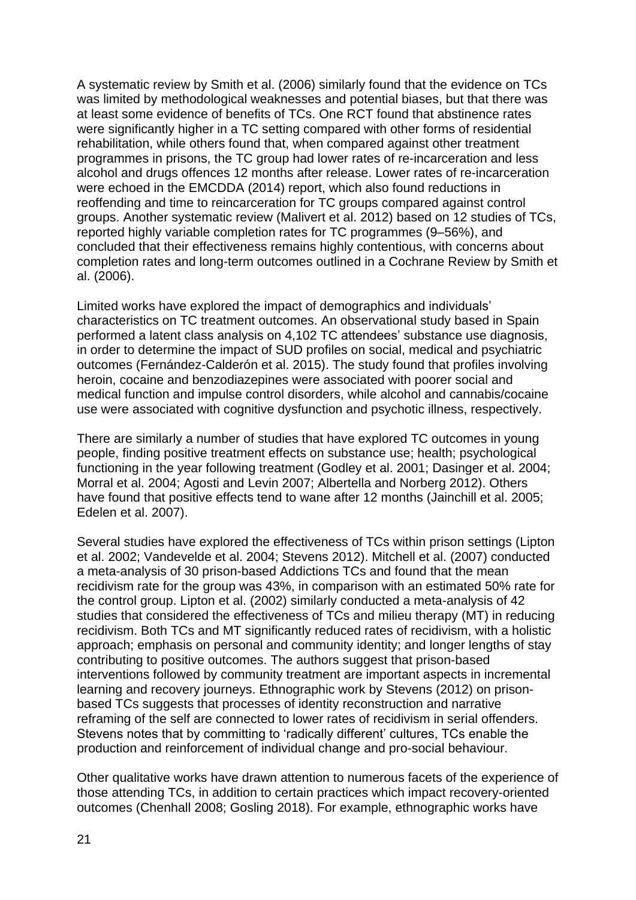A systematic review by Smith et al. (2006) similarly found that the evidence on TCs was limited by methodological weaknesses and potential biases, but that there was at least some evidence of benefits of TCs. One RCT found that abstinence rates were significantly higher in a TC setting compared with other forms of residential rehabilitation, while others found that, when compared against other treatment programmes in prisons, the TC group had lower rates of re-incarceration and less alcohol and drugs offences 12 months after release. Lower rates of re-incarceration were echoed in the EMCDDA (2014) report, which also found reductions in reoffending and time to reincarceration for TC groups compared against control groups. Another systematic review (Malivert et al. 2012) based on 12 studies of TCs, reported highly variable completion rates for TC programmes (9–56%), and concluded that their effectiveness remains highly contentious, with concerns about completion rates and long-term outcomes outlined in a Cochrane Review by Smith et al. (2006).

Limited works have explored the impact of demographics and individuals' characteristics on TC treatment outcomes. An observational study based in Spain performed a latent class analysis on 4,102 TC attendees' substance use diagnosis, in order to determine the impact of SUD profiles on social, medical and psychiatric outcomes (Fernández-Calderón et al. 2015). The study found that profiles involving heroin, cocaine and benzodiazepines were associated with poorer social and medical function and impulse control disorders, while alcohol and cannabis/cocaine use were associated with cognitive dysfunction and psychotic illness, respectively.

There are similarly a number of studies that have explored TC outcomes in young people, finding positive treatment effects on substance use; health; psychological functioning in the year following treatment (Godley et al. 2001; Dasinger et al. 2004; Morral et al. 2004; Agosti and Levin 2007; Albertella and Norberg 2012). Others have found that positive effects tend to wane after 12 months (Jainchill et al. 2005; Edelen et al. 2007).

Several studies have explored the effectiveness of TCs within prison settings (Lipton et al. 2002; Vandevelde et al. 2004; Stevens 2012). Mitchell et al. (2007) conducted a meta-analysis of 30 prison-based Addictions TCs and found that the mean recidivism rate for the group was 43%, in comparison with an estimated 50% rate for the control group. Lipton et al. (2002) similarly conducted a meta-analysis of 42 studies that considered the effectiveness of TCs and milieu therapy (MT) in reducing recidivism. Both TCs and MT significantly reduced rates of recidivism, with a holistic approach; emphasis on personal and community identity; and longer lengths of stay contributing to positive outcomes. The authors suggest that prison-based interventions followed by community treatment are important aspects in incremental learning and recovery journeys. Ethnographic work by Stevens (2012) on prison-based TCs suggests that processes of identity reconstruction and narrative reframing of the self are connected to lower rates of recidivism in serial offenders. Stevens notes that by committing to 'radically different' cultures, TCs enable the production and reinforcement of individual change and pro-social behaviour.

Other qualitative works have drawn attention to numerous facets of the experience of those attending TCs, in addition to certain practices which impact recovery-oriented outcomes (Chenhall 2008; Gosling 2018). For example, ethnographic works have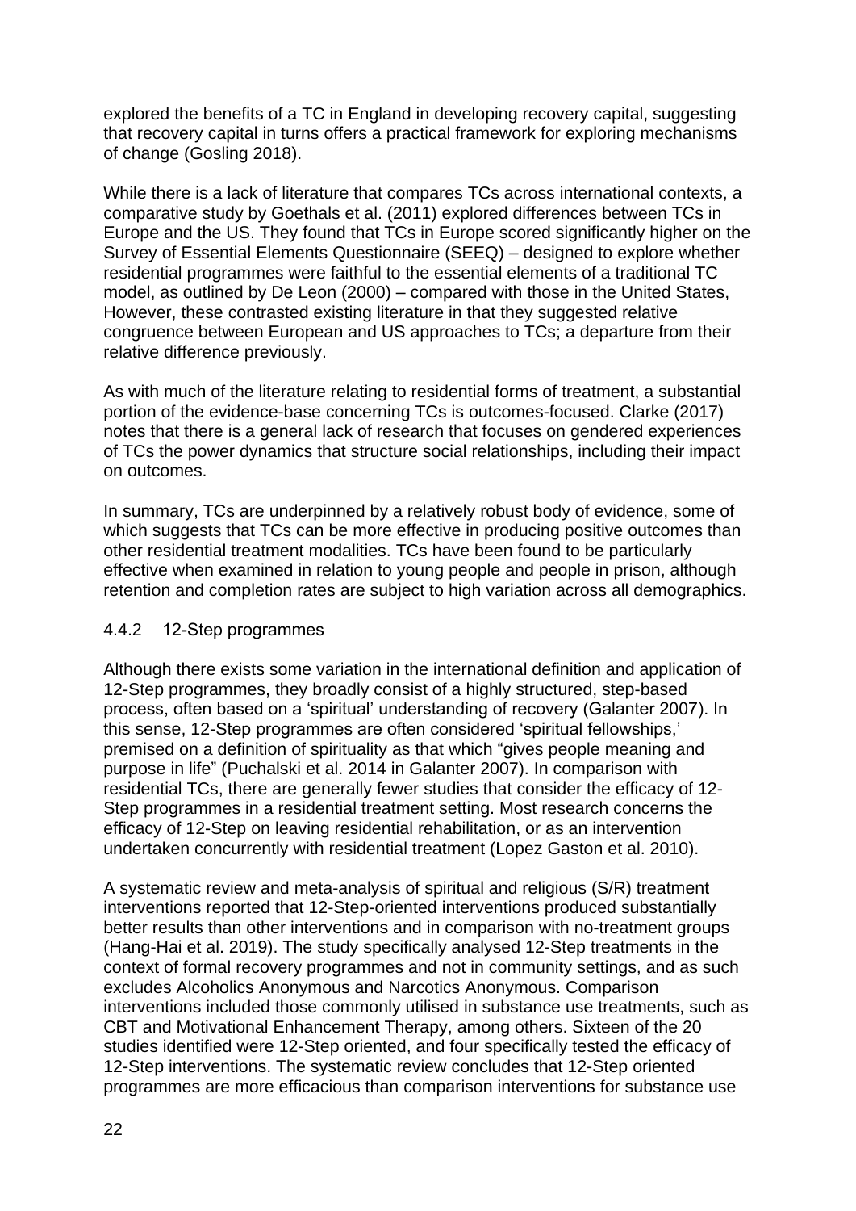explored the benefits of a TC in England in developing recovery capital, suggesting that recovery capital in turns offers a practical framework for exploring mechanisms of change (Gosling 2018).

While there is a lack of literature that compares TCs across international contexts, a comparative study by Goethals et al. (2011) explored differences between TCs in Europe and the US. They found that TCs in Europe scored significantly higher on the Survey of Essential Elements Questionnaire (SEEQ) – designed to explore whether residential programmes were faithful to the essential elements of a traditional TC model, as outlined by De Leon (2000) – compared with those in the United States, However, these contrasted existing literature in that they suggested relative congruence between European and US approaches to TCs; a departure from their relative difference previously.

As with much of the literature relating to residential forms of treatment, a substantial portion of the evidence-base concerning TCs is outcomes-focused. Clarke (2017) notes that there is a general lack of research that focuses on gendered experiences of TCs the power dynamics that structure social relationships, including their impact on outcomes.

In summary, TCs are underpinned by a relatively robust body of evidence, some of which suggests that TCs can be more effective in producing positive outcomes than other residential treatment modalities. TCs have been found to be particularly effective when examined in relation to young people and people in prison, although retention and completion rates are subject to high variation across all demographics.

### 4.4.2 12-Step programmes

Although there exists some variation in the international definition and application of 12-Step programmes, they broadly consist of a highly structured, step-based process, often based on a 'spiritual' understanding of recovery (Galanter 2007). In this sense, 12-Step programmes are often considered 'spiritual fellowships,' premised on a definition of spirituality as that which "gives people meaning and purpose in life" (Puchalski et al. 2014 in Galanter 2007). In comparison with residential TCs, there are generally fewer studies that consider the efficacy of 12-Step programmes in a residential treatment setting. Most research concerns the efficacy of 12-Step on leaving residential rehabilitation, or as an intervention undertaken concurrently with residential treatment (Lopez Gaston et al. 2010).

A systematic review and meta-analysis of spiritual and religious (S/R) treatment interventions reported that 12-Step-oriented interventions produced substantially better results than other interventions and in comparison with no-treatment groups (Hang-Hai et al. 2019). The study specifically analysed 12-Step treatments in the context of formal recovery programmes and not in community settings, and as such excludes Alcoholics Anonymous and Narcotics Anonymous. Comparison interventions included those commonly utilised in substance use treatments, such as CBT and Motivational Enhancement Therapy, among others. Sixteen of the 20 studies identified were 12-Step oriented, and four specifically tested the efficacy of 12-Step interventions. The systematic review concludes that 12-Step oriented programmes are more efficacious than comparison interventions for substance use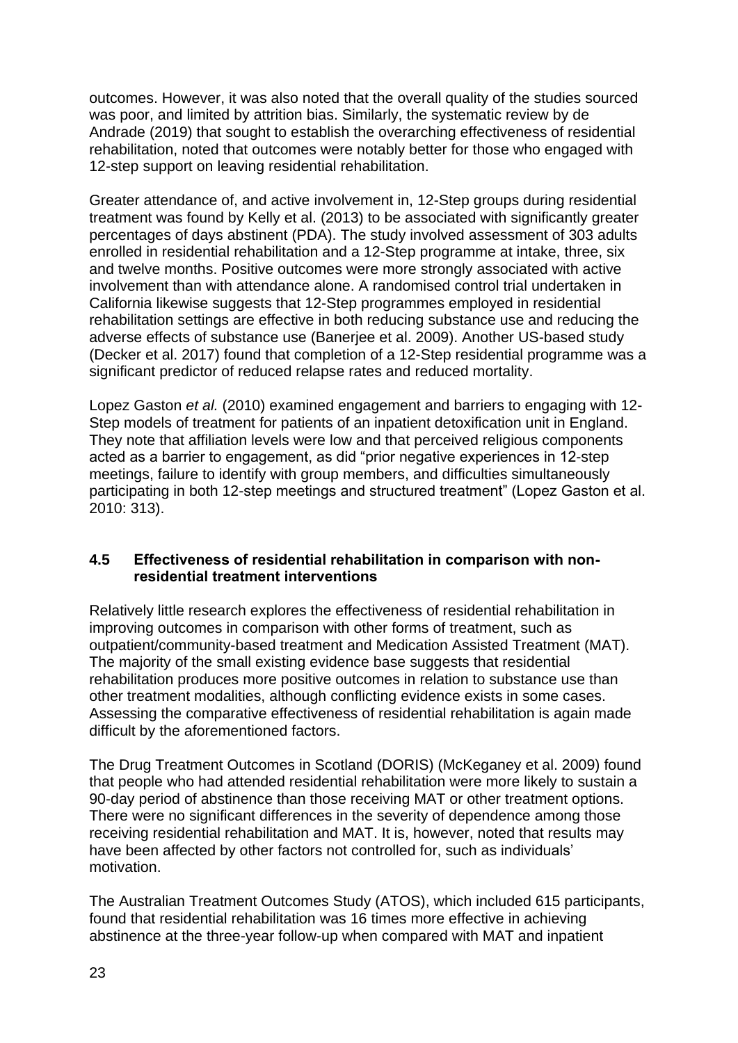outcomes. However, it was also noted that the overall quality of the studies sourced was poor, and limited by attrition bias. Similarly, the systematic review by de Andrade (2019) that sought to establish the overarching effectiveness of residential rehabilitation, noted that outcomes were notably better for those who engaged with 12-step support on leaving residential rehabilitation.

Greater attendance of, and active involvement in, 12-Step groups during residential treatment was found by Kelly et al. (2013) to be associated with significantly greater percentages of days abstinent (PDA). The study involved assessment of 303 adults enrolled in residential rehabilitation and a 12-Step programme at intake, three, six and twelve months. Positive outcomes were more strongly associated with active involvement than with attendance alone. A randomised control trial undertaken in California likewise suggests that 12-Step programmes employed in residential rehabilitation settings are effective in both reducing substance use and reducing the adverse effects of substance use (Banerjee et al. 2009). Another US-based study (Decker et al. 2017) found that completion of a 12-Step residential programme was a significant predictor of reduced relapse rates and reduced mortality.

Lopez Gaston *et al.* (2010) examined engagement and barriers to engaging with 12-Step models of treatment for patients of an inpatient detoxification unit in England. They note that affiliation levels were low and that perceived religious components acted as a barrier to engagement, as did "prior negative experiences in 12-step meetings, failure to identify with group members, and difficulties simultaneously participating in both 12-step meetings and structured treatment" (Lopez Gaston et al. 2010: 313).

### 4.5 Effectiveness of residential rehabilitation in comparison with non-residential treatment interventions

Relatively little research explores the effectiveness of residential rehabilitation in improving outcomes in comparison with other forms of treatment, such as outpatient/community-based treatment and Medication Assisted Treatment (MAT). The majority of the small existing evidence base suggests that residential rehabilitation produces more positive outcomes in relation to substance use than other treatment modalities, although conflicting evidence exists in some cases. Assessing the comparative effectiveness of residential rehabilitation is again made difficult by the aforementioned factors.

The Drug Treatment Outcomes in Scotland (DORIS) (McKeganey et al. 2009) found that people who had attended residential rehabilitation were more likely to sustain a 90-day period of abstinence than those receiving MAT or other treatment options. There were no significant differences in the severity of dependence among those receiving residential rehabilitation and MAT. It is, however, noted that results may have been affected by other factors not controlled for, such as individuals' motivation.

The Australian Treatment Outcomes Study (ATOS), which included 615 participants, found that residential rehabilitation was 16 times more effective in achieving abstinence at the three-year follow-up when compared with MAT and inpatient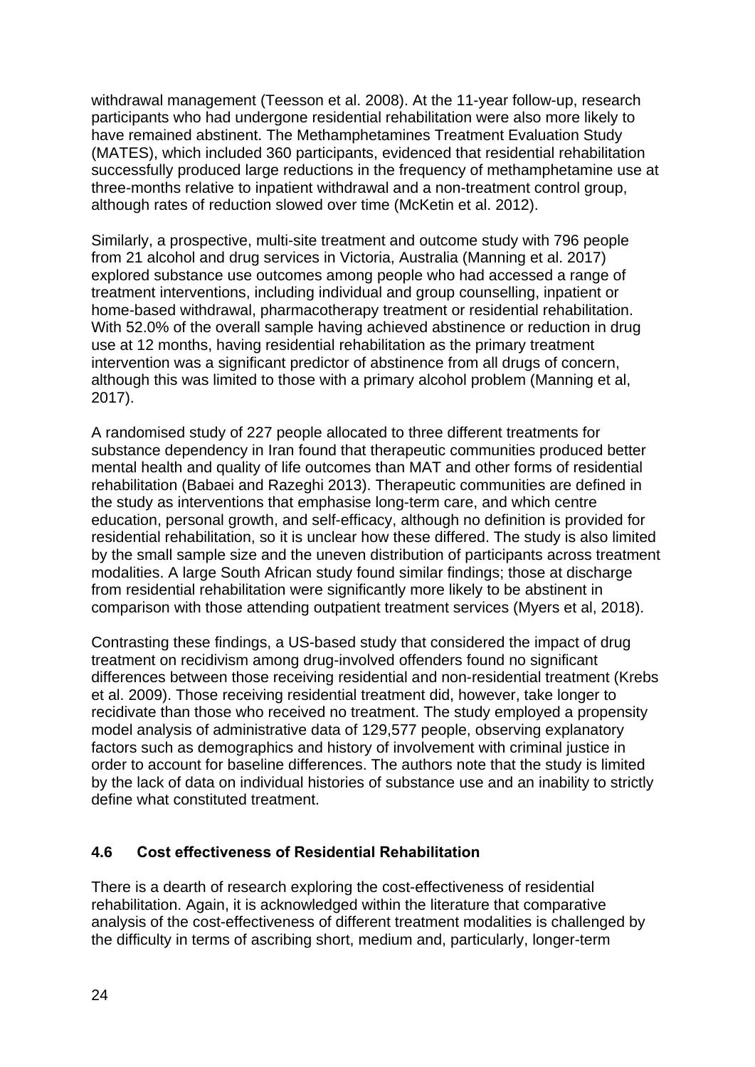withdrawal management (Teesson et al. 2008). At the 11-year follow-up, research participants who had undergone residential rehabilitation were also more likely to have remained abstinent. The Methamphetamines Treatment Evaluation Study (MATES), which included 360 participants, evidenced that residential rehabilitation successfully produced large reductions in the frequency of methamphetamine use at three-months relative to inpatient withdrawal and a non-treatment control group, although rates of reduction slowed over time (McKetin et al. 2012).

Similarly, a prospective, multi-site treatment and outcome study with 796 people from 21 alcohol and drug services in Victoria, Australia (Manning et al. 2017) explored substance use outcomes among people who had accessed a range of treatment interventions, including individual and group counselling, inpatient or home-based withdrawal, pharmacotherapy treatment or residential rehabilitation. With 52.0% of the overall sample having achieved abstinence or reduction in drug use at 12 months, having residential rehabilitation as the primary treatment intervention was a significant predictor of abstinence from all drugs of concern, although this was limited to those with a primary alcohol problem (Manning et al, 2017).

A randomised study of 227 people allocated to three different treatments for substance dependency in Iran found that therapeutic communities produced better mental health and quality of life outcomes than MAT and other forms of residential rehabilitation (Babaei and Razeghi 2013). Therapeutic communities are defined in the study as interventions that emphasise long-term care, and which centre education, personal growth, and self-efficacy, although no definition is provided for residential rehabilitation, so it is unclear how these differed. The study is also limited by the small sample size and the uneven distribution of participants across treatment modalities. A large South African study found similar findings; those at discharge from residential rehabilitation were significantly more likely to be abstinent in comparison with those attending outpatient treatment services (Myers et al, 2018).

Contrasting these findings, a US-based study that considered the impact of drug treatment on recidivism among drug-involved offenders found no significant differences between those receiving residential and non-residential treatment (Krebs et al. 2009). Those receiving residential treatment did, however, take longer to recidivate than those who received no treatment. The study employed a propensity model analysis of administrative data of 129,577 people, observing explanatory factors such as demographics and history of involvement with criminal justice in order to account for baseline differences. The authors note that the study is limited by the lack of data on individual histories of substance use and an inability to strictly define what constituted treatment.

### 4.6 Cost effectiveness of Residential Rehabilitation

There is a dearth of research exploring the cost-effectiveness of residential rehabilitation. Again, it is acknowledged within the literature that comparative analysis of the cost-effectiveness of different treatment modalities is challenged by the difficulty in terms of ascribing short, medium and, particularly, longer-term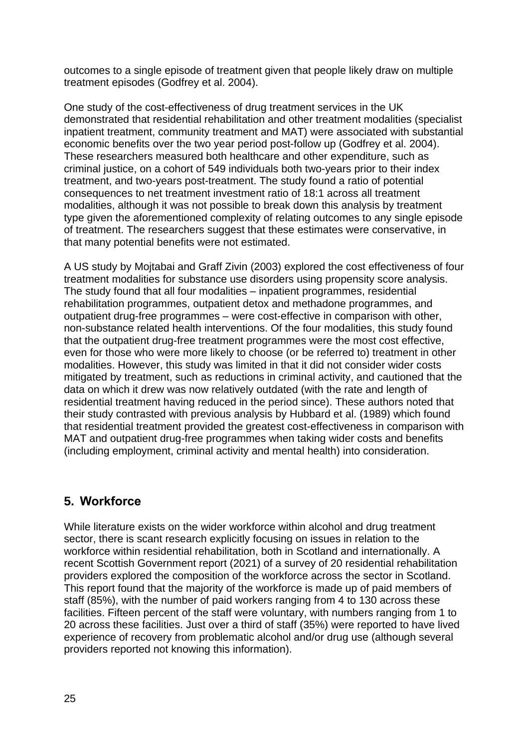outcomes to a single episode of treatment given that people likely draw on multiple treatment episodes (Godfrey et al. 2004).

One study of the cost-effectiveness of drug treatment services in the UK demonstrated that residential rehabilitation and other treatment modalities (specialist inpatient treatment, community treatment and MAT) were associated with substantial economic benefits over the two year period post-follow up (Godfrey et al. 2004). These researchers measured both healthcare and other expenditure, such as criminal justice, on a cohort of 549 individuals both two-years prior to their index treatment, and two-years post-treatment. The study found a ratio of potential consequences to net treatment investment ratio of 18:1 across all treatment modalities, although it was not possible to break down this analysis by treatment type given the aforementioned complexity of relating outcomes to any single episode of treatment. The researchers suggest that these estimates were conservative, in that many potential benefits were not estimated.

A US study by Mojtabai and Graff Zivin (2003) explored the cost effectiveness of four treatment modalities for substance use disorders using propensity score analysis. The study found that all four modalities – inpatient programmes, residential rehabilitation programmes, outpatient detox and methadone programmes, and outpatient drug-free programmes – were cost-effective in comparison with other, non-substance related health interventions. Of the four modalities, this study found that the outpatient drug-free treatment programmes were the most cost effective, even for those who were more likely to choose (or be referred to) treatment in other modalities. However, this study was limited in that it did not consider wider costs mitigated by treatment, such as reductions in criminal activity, and cautioned that the data on which it drew was now relatively outdated (with the rate and length of residential treatment having reduced in the period since). These authors noted that their study contrasted with previous analysis by Hubbard et al. (1989) which found that residential treatment provided the greatest cost-effectiveness in comparison with MAT and outpatient drug-free programmes when taking wider costs and benefits (including employment, criminal activity and mental health) into consideration.

## 5. Workforce

While literature exists on the wider workforce within alcohol and drug treatment sector, there is scant research explicitly focusing on issues in relation to the workforce within residential rehabilitation, both in Scotland and internationally. A recent Scottish Government report (2021) of a survey of 20 residential rehabilitation providers explored the composition of the workforce across the sector in Scotland. This report found that the majority of the workforce is made up of paid members of staff (85%), with the number of paid workers ranging from 4 to 130 across these facilities. Fifteen percent of the staff were voluntary, with numbers ranging from 1 to 20 across these facilities. Just over a third of staff (35%) were reported to have lived experience of recovery from problematic alcohol and/or drug use (although several providers reported not knowing this information).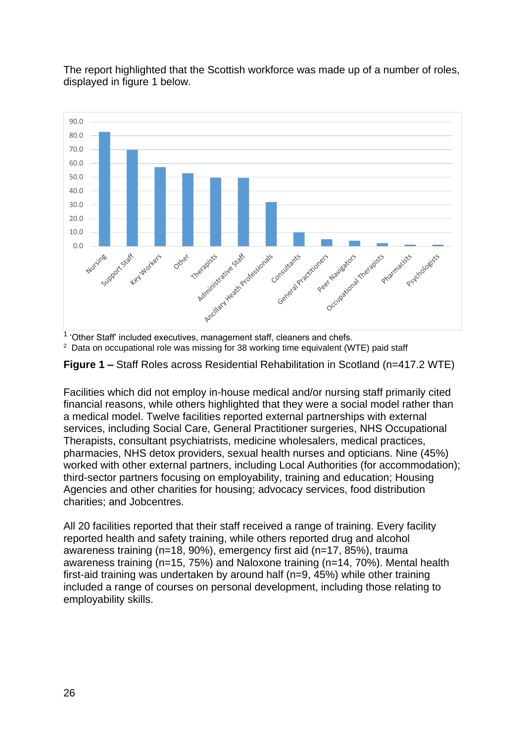The report highlighted that the Scottish workforce was made up of a number of roles, displayed in figure 1 below.

[1] 'Other Staff' included executives, management staff, cleaners and chefs.

[2] Data on occupational role was missing for 38 working time equivalent (WTE) paid staff

**Figure 1 –** Staff Roles across Residential Rehabilitation in Scotland (n=417.2 WTE)

Facilities which did not employ in-house medical and/or nursing staff primarily cited financial reasons, while others highlighted that they were a social model rather than a medical model. Twelve facilities reported external partnerships with external services, including Social Care, General Practitioner surgeries, NHS Occupational Therapists, consultant psychiatrists, medicine wholesalers, medical practices, pharmacies, NHS detox providers, sexual health nurses and opticians. Nine (45%) worked with other external partners, including Local Authorities (for accommodation); third-sector partners focusing on employability, training and education; Housing Agencies and other charities for housing; advocacy services, food distribution charities; and Jobcentres.

All 20 facilities reported that their staff received a range of training. Every facility reported health and safety training, while others reported drug and alcohol awareness training (n=18, 90%), emergency first aid (n=17, 85%), trauma awareness training (n=15, 75%) and Naloxone training (n=14, 70%). Mental health first-aid training was undertaken by around half (n=9, 45%) while other training included a range of courses on personal development, including those relating to employability skills.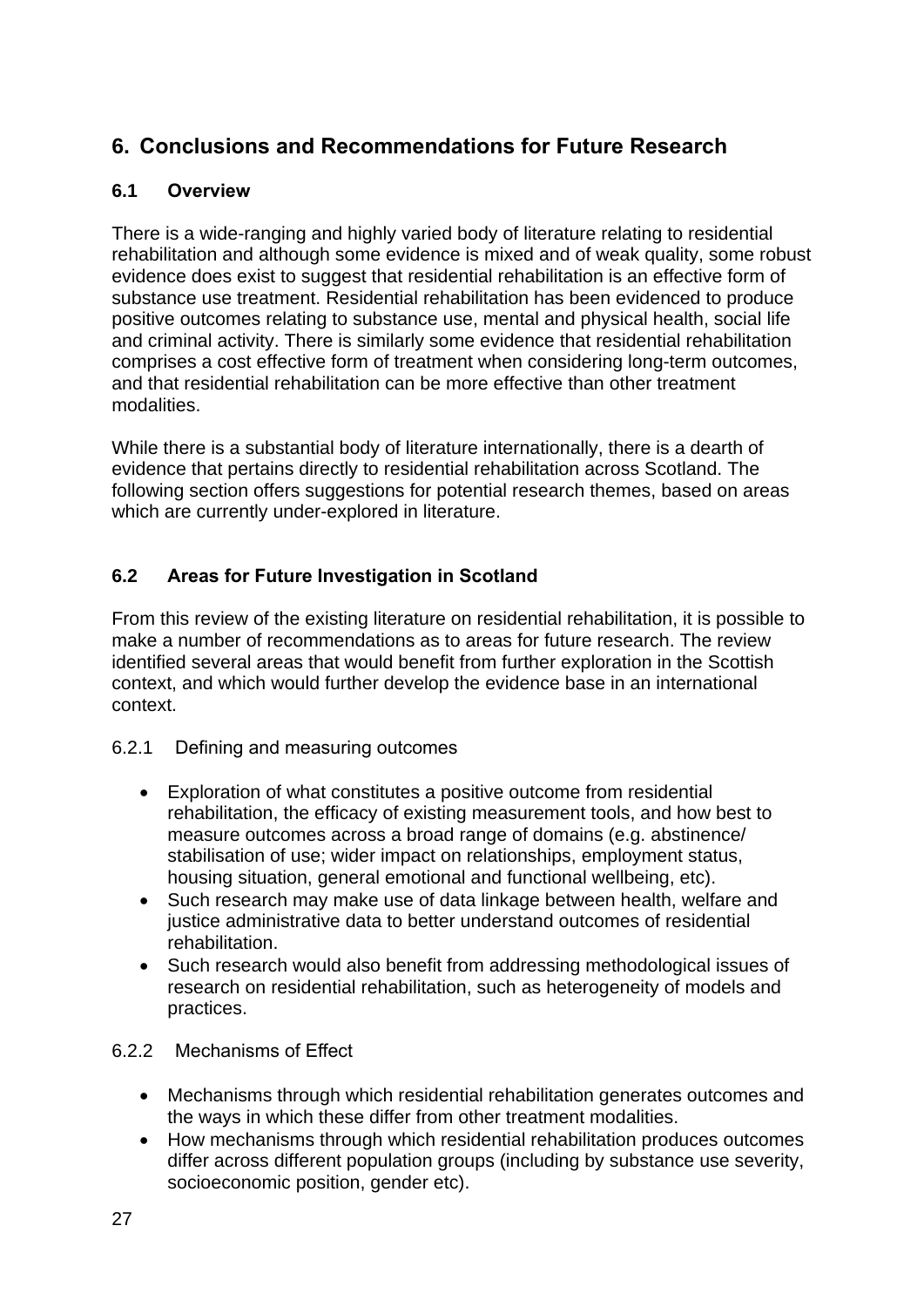# 6. Conclusions and Recommendations for Future Research

## 6.1 Overview

There is a wide-ranging and highly varied body of literature relating to residential rehabilitation and although some evidence is mixed and of weak quality, some robust evidence does exist to suggest that residential rehabilitation is an effective form of substance use treatment. Residential rehabilitation has been evidenced to produce positive outcomes relating to substance use, mental and physical health, social life and criminal activity. There is similarly some evidence that residential rehabilitation comprises a cost effective form of treatment when considering long-term outcomes, and that residential rehabilitation can be more effective than other treatment modalities.

While there is a substantial body of literature internationally, there is a dearth of evidence that pertains directly to residential rehabilitation across Scotland. The following section offers suggestions for potential research themes, based on areas which are currently under-explored in literature.

## 6.2 Areas for Future Investigation in Scotland

From this review of the existing literature on residential rehabilitation, it is possible to make a number of recommendations as to areas for future research. The review identified several areas that would benefit from further exploration in the Scottish context, and which would further develop the evidence base in an international context.

### 6.2.1 Defining and measuring outcomes

- Exploration of what constitutes a positive outcome from residential rehabilitation, the efficacy of existing measurement tools, and how best to measure outcomes across a broad range of domains (e.g. abstinence/ stabilisation of use; wider impact on relationships, employment status, housing situation, general emotional and functional wellbeing, etc).
- Such research may make use of data linkage between health, welfare and justice administrative data to better understand outcomes of residential rehabilitation.
- Such research would also benefit from addressing methodological issues of research on residential rehabilitation, such as heterogeneity of models and practices.

### 6.2.2 Mechanisms of Effect

- Mechanisms through which residential rehabilitation generates outcomes and the ways in which these differ from other treatment modalities.
- How mechanisms through which residential rehabilitation produces outcomes differ across different population groups (including by substance use severity, socioeconomic position, gender etc).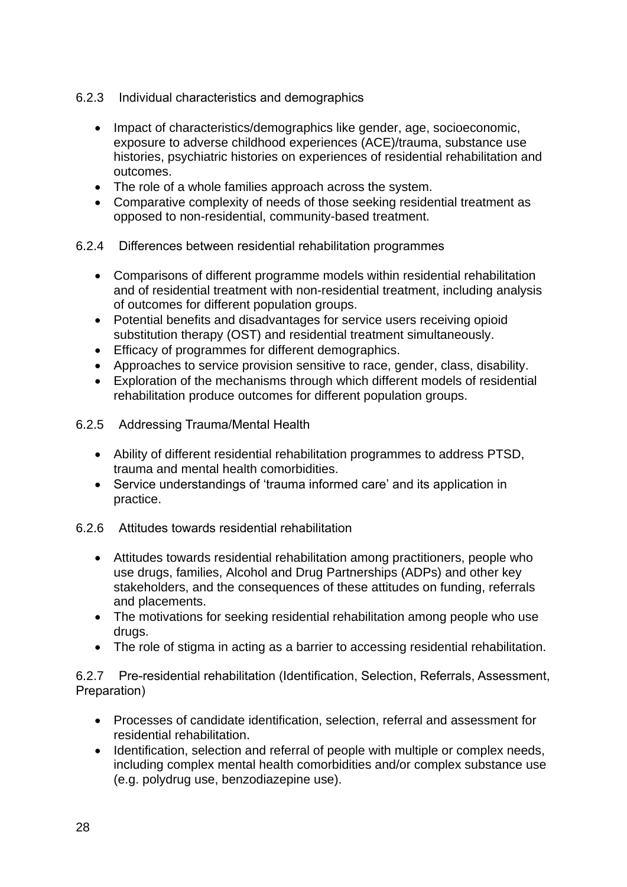### 6.2.3 Individual characteristics and demographics

- Impact of characteristics/demographics like gender, age, socioeconomic, exposure to adverse childhood experiences (ACE)/trauma, substance use histories, psychiatric histories on experiences of residential rehabilitation and outcomes.
- The role of a whole families approach across the system.
- Comparative complexity of needs of those seeking residential treatment as opposed to non-residential, community-based treatment.

### 6.2.4 Differences between residential rehabilitation programmes

- Comparisons of different programme models within residential rehabilitation and of residential treatment with non-residential treatment, including analysis of outcomes for different population groups.
- Potential benefits and disadvantages for service users receiving opioid substitution therapy (OST) and residential treatment simultaneously.
- Efficacy of programmes for different demographics.
- Approaches to service provision sensitive to race, gender, class, disability.
- Exploration of the mechanisms through which different models of residential rehabilitation produce outcomes for different population groups.

### 6.2.5 Addressing Trauma/Mental Health

- Ability of different residential rehabilitation programmes to address PTSD, trauma and mental health comorbidities.
- Service understandings of 'trauma informed care' and its application in practice.

### 6.2.6 Attitudes towards residential rehabilitation

- Attitudes towards residential rehabilitation among practitioners, people who use drugs, families, Alcohol and Drug Partnerships (ADPs) and other key stakeholders, and the consequences of these attitudes on funding, referrals and placements.
- The motivations for seeking residential rehabilitation among people who use drugs.
- The role of stigma in acting as a barrier to accessing residential rehabilitation.

### 6.2.7 Pre-residential rehabilitation (Identification, Selection, Referrals, Assessment, Preparation)

- Processes of candidate identification, selection, referral and assessment for residential rehabilitation.
- Identification, selection and referral of people with multiple or complex needs, including complex mental health comorbidities and/or complex substance use (e.g. polydrug use, benzodiazepine use).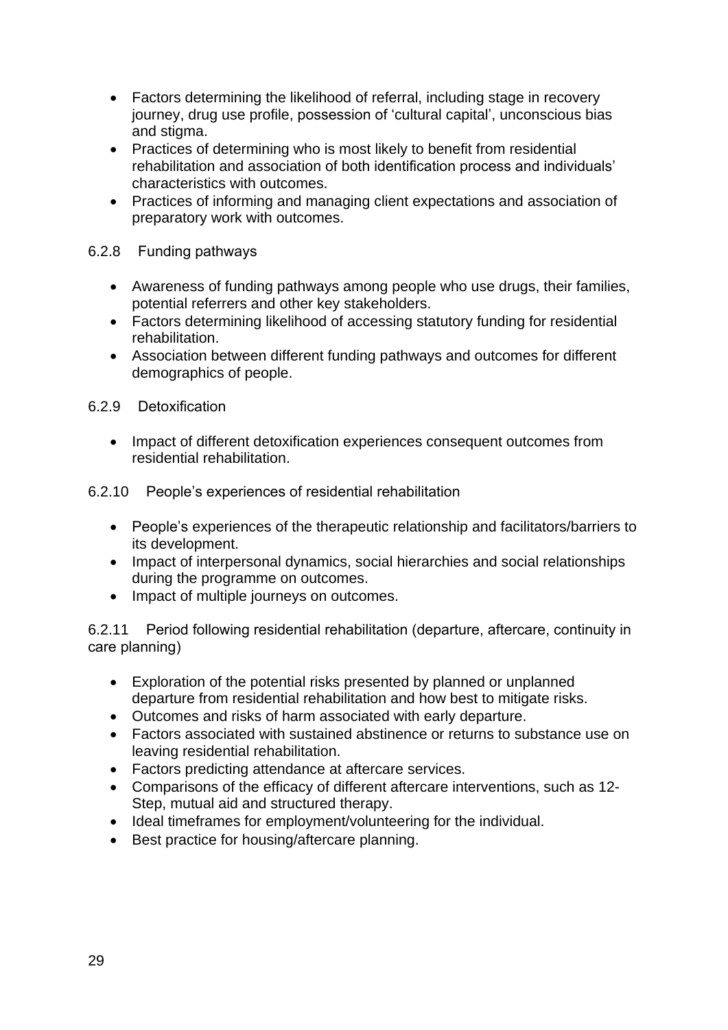- Factors determining the likelihood of referral, including stage in recovery journey, drug use profile, possession of 'cultural capital', unconscious bias and stigma.
- Practices of determining who is most likely to benefit from residential rehabilitation and association of both identification process and individuals' characteristics with outcomes.
- Practices of informing and managing client expectations and association of preparatory work with outcomes.

#### 6.2.8 Funding pathways

- Awareness of funding pathways among people who use drugs, their families, potential referrers and other key stakeholders.
- Factors determining likelihood of accessing statutory funding for residential rehabilitation.
- Association between different funding pathways and outcomes for different demographics of people.

#### 6.2.9 Detoxification

- Impact of different detoxification experiences consequent outcomes from residential rehabilitation.

#### 6.2.10 People's experiences of residential rehabilitation

- People's experiences of the therapeutic relationship and facilitators/barriers to its development.
- Impact of interpersonal dynamics, social hierarchies and social relationships during the programme on outcomes.
- Impact of multiple journeys on outcomes.

#### 6.2.11 Period following residential rehabilitation (departure, aftercare, continuity in care planning)

- Exploration of the potential risks presented by planned or unplanned departure from residential rehabilitation and how best to mitigate risks.
- Outcomes and risks of harm associated with early departure.
- Factors associated with sustained abstinence or returns to substance use on leaving residential rehabilitation.
- Factors predicting attendance at aftercare services.
- Comparisons of the efficacy of different aftercare interventions, such as 12-Step, mutual aid and structured therapy.
- Ideal timeframes for employment/volunteering for the individual.
- Best practice for housing/aftercare planning.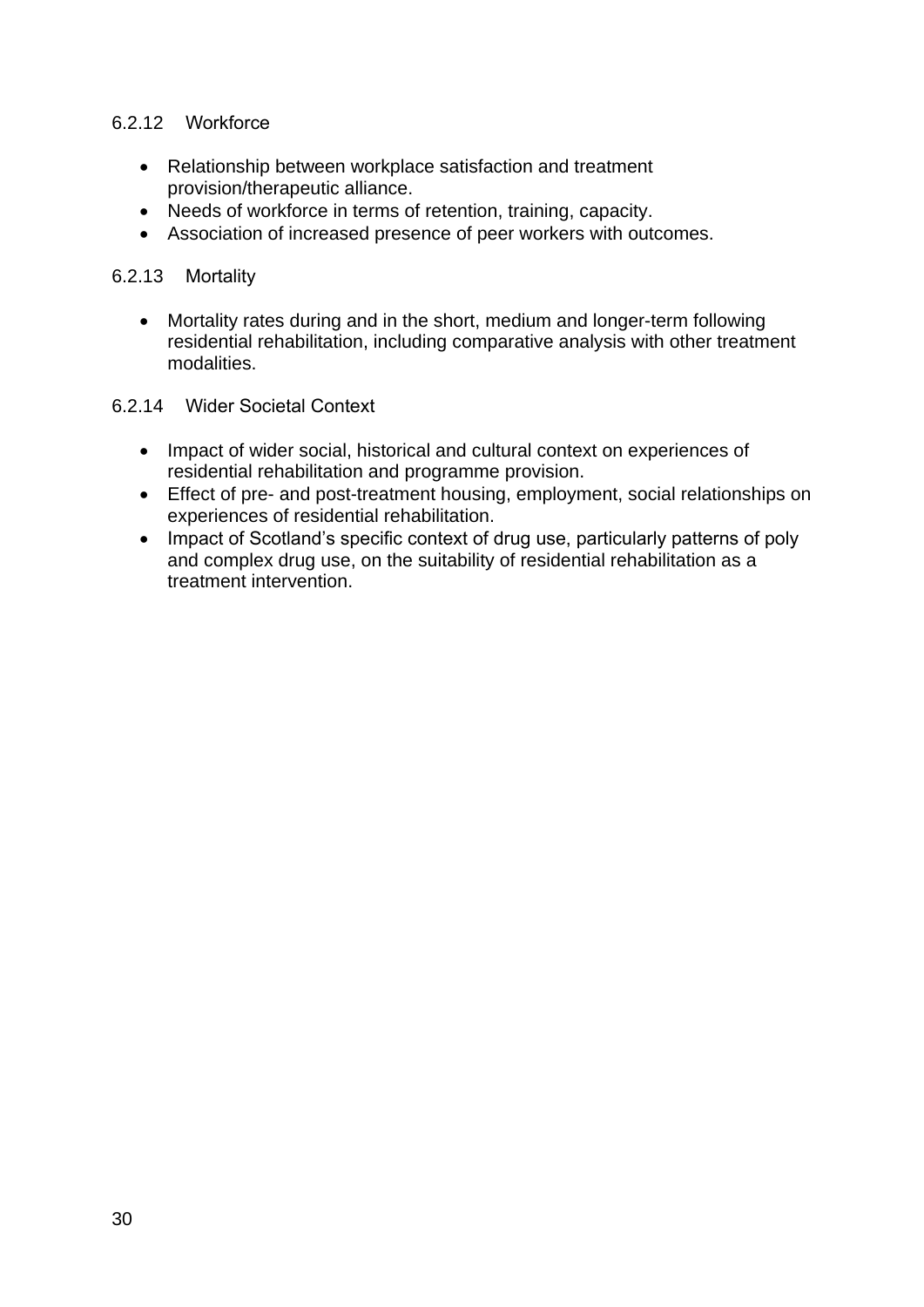#### 6.2.12 Workforce

- Relationship between workplace satisfaction and treatment provision/therapeutic alliance.
- Needs of workforce in terms of retention, training, capacity.
- Association of increased presence of peer workers with outcomes.

#### 6.2.13 Mortality

- Mortality rates during and in the short, medium and longer-term following residential rehabilitation, including comparative analysis with other treatment modalities.

#### 6.2.14 Wider Societal Context

- Impact of wider social, historical and cultural context on experiences of residential rehabilitation and programme provision.
- Effect of pre- and post-treatment housing, employment, social relationships on experiences of residential rehabilitation.
- Impact of Scotland's specific context of drug use, particularly patterns of poly and complex drug use, on the suitability of residential rehabilitation as a treatment intervention.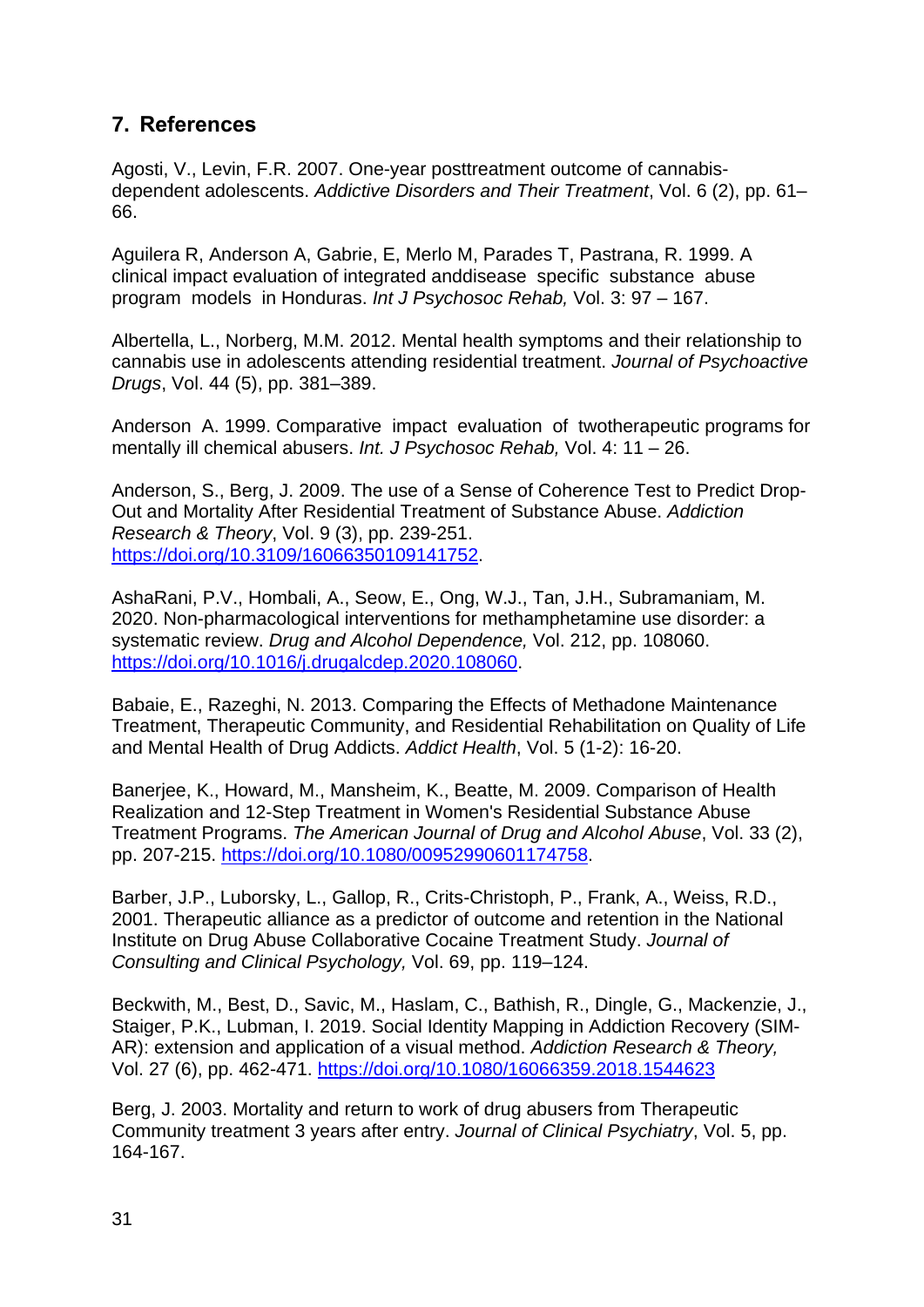## 7. References

Agosti, V., Levin, F.R. 2007. One-year posttreatment outcome of cannabis-dependent adolescents. *Addictive Disorders and Their Treatment*, Vol. 6 (2), pp. 61–66.

Aguilera R, Anderson A, Gabrie, E, Merlo M, Parades T, Pastrana, R. 1999. A clinical impact evaluation of integrated anddisease specific substance abuse program models in Honduras. *Int J Psychosoc Rehab,* Vol. 3: 97 – 167.

Albertella, L., Norberg, M.M. 2012. Mental health symptoms and their relationship to cannabis use in adolescents attending residential treatment. *Journal of Psychoactive Drugs*, Vol. 44 (5), pp. 381–389.

Anderson A. 1999. Comparative impact evaluation of twotherapeutic programs for mentally ill chemical abusers. *Int. J Psychosoc Rehab,* Vol. 4: 11 – 26.

Anderson, S., Berg, J. 2009. The use of a Sense of Coherence Test to Predict Drop-Out and Mortality After Residential Treatment of Substance Abuse. *Addiction Research & Theory*, Vol. 9 (3), pp. 239-251. https://doi.org/10.3109/16066350109141752.

AshaRani, P.V., Hombali, A., Seow, E., Ong, W.J., Tan, J.H., Subramaniam, M. 2020. Non-pharmacological interventions for methamphetamine use disorder: a systematic review. *Drug and Alcohol Dependence,* Vol. 212, pp. 108060. https://doi.org/10.1016/j.drugalcdep.2020.108060.

Babaie, E., Razeghi, N. 2013. Comparing the Effects of Methadone Maintenance Treatment, Therapeutic Community, and Residential Rehabilitation on Quality of Life and Mental Health of Drug Addicts. *Addict Health*, Vol. 5 (1-2): 16-20.

Banerjee, K., Howard, M., Mansheim, K., Beatte, M. 2009. Comparison of Health Realization and 12-Step Treatment in Women's Residential Substance Abuse Treatment Programs. *The American Journal of Drug and Alcohol Abuse*, Vol. 33 (2), pp. 207-215. https://doi.org/10.1080/00952990601174758.

Barber, J.P., Luborsky, L., Gallop, R., Crits-Christoph, P., Frank, A., Weiss, R.D., 2001. Therapeutic alliance as a predictor of outcome and retention in the National Institute on Drug Abuse Collaborative Cocaine Treatment Study. *Journal of Consulting and Clinical Psychology,* Vol. 69, pp. 119–124.

Beckwith, M., Best, D., Savic, M., Haslam, C., Bathish, R., Dingle, G., Mackenzie, J., Staiger, P.K., Lubman, I. 2019. Social Identity Mapping in Addiction Recovery (SIM-AR): extension and application of a visual method. *Addiction Research & Theory,* Vol. 27 (6), pp. 462-471. https://doi.org/10.1080/16066359.2018.1544623

Berg, J. 2003. Mortality and return to work of drug abusers from Therapeutic Community treatment 3 years after entry. *Journal of Clinical Psychiatry*, Vol. 5, pp. 164-167.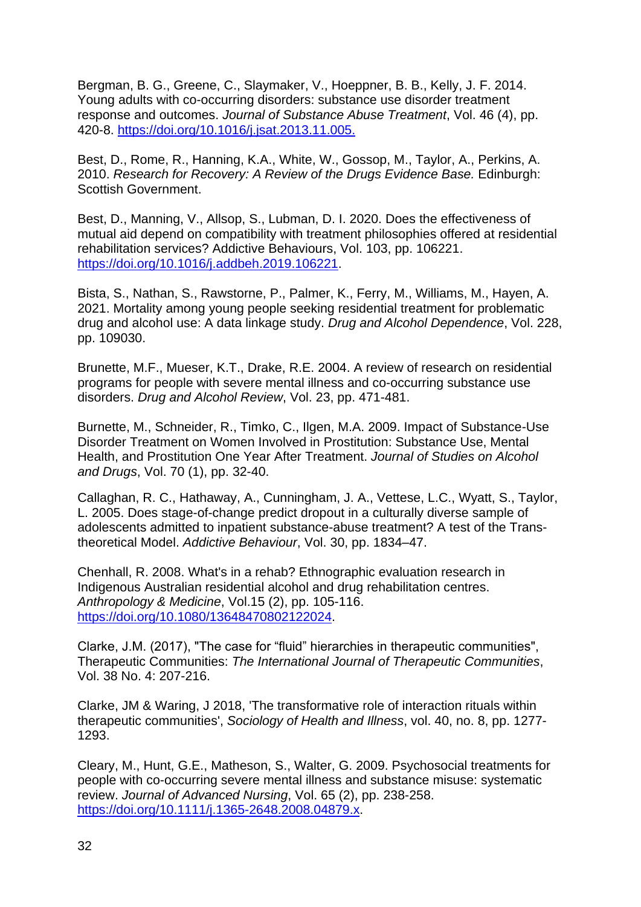Bergman, B. G., Greene, C., Slaymaker, V., Hoeppner, B. B., Kelly, J. F. 2014. Young adults with co-occurring disorders: substance use disorder treatment response and outcomes. *Journal of Substance Abuse Treatment*, Vol. 46 (4), pp. 420-8. https://doi.org/10.1016/j.jsat.2013.11.005.

Best, D., Rome, R., Hanning, K.A., White, W., Gossop, M., Taylor, A., Perkins, A. 2010. *Research for Recovery: A Review of the Drugs Evidence Base.* Edinburgh: Scottish Government.

Best, D., Manning, V., Allsop, S., Lubman, D. I. 2020. Does the effectiveness of mutual aid depend on compatibility with treatment philosophies offered at residential rehabilitation services? Addictive Behaviours, Vol. 103, pp. 106221. https://doi.org/10.1016/j.addbeh.2019.106221.

Bista, S., Nathan, S., Rawstorne, P., Palmer, K., Ferry, M., Williams, M., Hayen, A. 2021. Mortality among young people seeking residential treatment for problematic drug and alcohol use: A data linkage study. *Drug and Alcohol Dependence*, Vol. 228, pp. 109030.

Brunette, M.F., Mueser, K.T., Drake, R.E. 2004. A review of research on residential programs for people with severe mental illness and co-occurring substance use disorders. *Drug and Alcohol Review*, Vol. 23, pp. 471-481.

Burnette, M., Schneider, R., Timko, C., Ilgen, M.A. 2009. Impact of Substance-Use Disorder Treatment on Women Involved in Prostitution: Substance Use, Mental Health, and Prostitution One Year After Treatment. *Journal of Studies on Alcohol and Drugs*, Vol. 70 (1), pp. 32-40.

Callaghan, R. C., Hathaway, A., Cunningham, J. A., Vettese, L.C., Wyatt, S., Taylor, L. 2005. Does stage-of-change predict dropout in a culturally diverse sample of adolescents admitted to inpatient substance-abuse treatment? A test of the Trans-theoretical Model. *Addictive Behaviour*, Vol. 30, pp. 1834–47.

Chenhall, R. 2008. What's in a rehab? Ethnographic evaluation research in Indigenous Australian residential alcohol and drug rehabilitation centres. *Anthropology & Medicine*, Vol.15 (2), pp. 105-116. https://doi.org/10.1080/13648470802122024.

Clarke, J.M. (2017), "The case for “fluid” hierarchies in therapeutic communities", Therapeutic Communities: *The International Journal of Therapeutic Communities*, Vol. 38 No. 4: 207-216.

Clarke, JM & Waring, J 2018, 'The transformative role of interaction rituals within therapeutic communities', *Sociology of Health and Illness*, vol. 40, no. 8, pp. 1277-1293.

Cleary, M., Hunt, G.E., Matheson, S., Walter, G. 2009. Psychosocial treatments for people with co-occurring severe mental illness and substance misuse: systematic review. *Journal of Advanced Nursing*, Vol. 65 (2), pp. 238-258. https://doi.org/10.1111/j.1365-2648.2008.04879.x.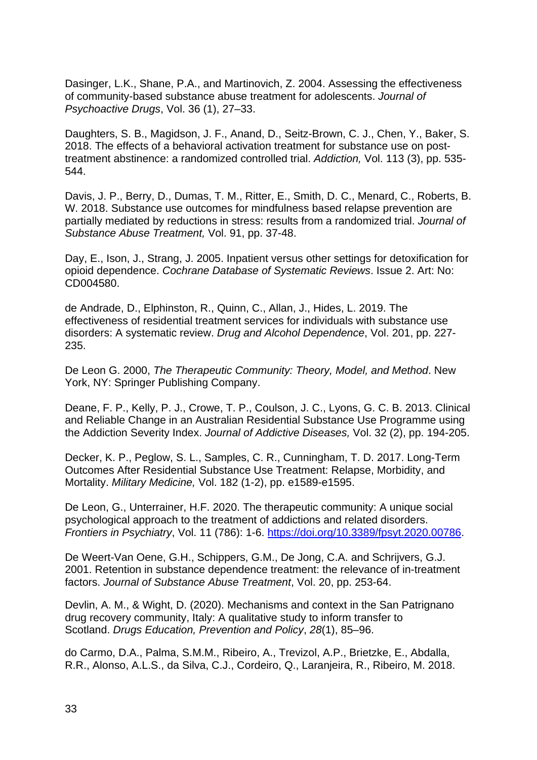Dasinger, L.K., Shane, P.A., and Martinovich, Z. 2004. Assessing the effectiveness of community-based substance abuse treatment for adolescents. *Journal of Psychoactive Drugs*, Vol. 36 (1), 27–33.

Daughters, S. B., Magidson, J. F., Anand, D., Seitz-Brown, C. J., Chen, Y., Baker, S. 2018. The effects of a behavioral activation treatment for substance use on post-treatment abstinence: a randomized controlled trial. *Addiction,* Vol. 113 (3), pp. 535-544.

Davis, J. P., Berry, D., Dumas, T. M., Ritter, E., Smith, D. C., Menard, C., Roberts, B. W. 2018. Substance use outcomes for mindfulness based relapse prevention are partially mediated by reductions in stress: results from a randomized trial. *Journal of Substance Abuse Treatment,* Vol. 91, pp. 37-48.

Day, E., Ison, J., Strang, J. 2005. Inpatient versus other settings for detoxification for opioid dependence. *Cochrane Database of Systematic Reviews*. Issue 2. Art: No: CD004580.

de Andrade, D., Elphinston, R., Quinn, C., Allan, J., Hides, L. 2019. The effectiveness of residential treatment services for individuals with substance use disorders: A systematic review. *Drug and Alcohol Dependence*, Vol. 201, pp. 227-235.

De Leon G. 2000, *The Therapeutic Community: Theory, Model, and Method*. New York, NY: Springer Publishing Company.

Deane, F. P., Kelly, P. J., Crowe, T. P., Coulson, J. C., Lyons, G. C. B. 2013. Clinical and Reliable Change in an Australian Residential Substance Use Programme using the Addiction Severity Index. *Journal of Addictive Diseases,* Vol. 32 (2), pp. 194-205.

Decker, K. P., Peglow, S. L., Samples, C. R., Cunningham, T. D. 2017. Long-Term Outcomes After Residential Substance Use Treatment: Relapse, Morbidity, and Mortality. *Military Medicine,* Vol. 182 (1-2), pp. e1589-e1595.

De Leon, G., Unterrainer, H.F. 2020. The therapeutic community: A unique social psychological approach to the treatment of addictions and related disorders. *Frontiers in Psychiatry*, Vol. 11 (786): 1-6. [https://doi.org/10.3389/fpsyt.2020.00786](https://doi.org/10.3389/fpsyt.2020.00786).

De Weert-Van Oene, G.H., Schippers, G.M., De Jong, C.A. and Schrijvers, G.J. 2001. Retention in substance dependence treatment: the relevance of in-treatment factors. *Journal of Substance Abuse Treatment*, Vol. 20, pp. 253-64.

Devlin, A. M., & Wight, D. (2020). Mechanisms and context in the San Patrignano drug recovery community, Italy: A qualitative study to inform transfer to Scotland. *Drugs Education, Prevention and Policy*, *28*(1), 85–96.

do Carmo, D.A., Palma, S.M.M., Ribeiro, A., Trevizol, A.P., Brietzke, E., Abdalla, R.R., Alonso, A.L.S., da Silva, C.J., Cordeiro, Q., Laranjeira, R., Ribeiro, M. 2018.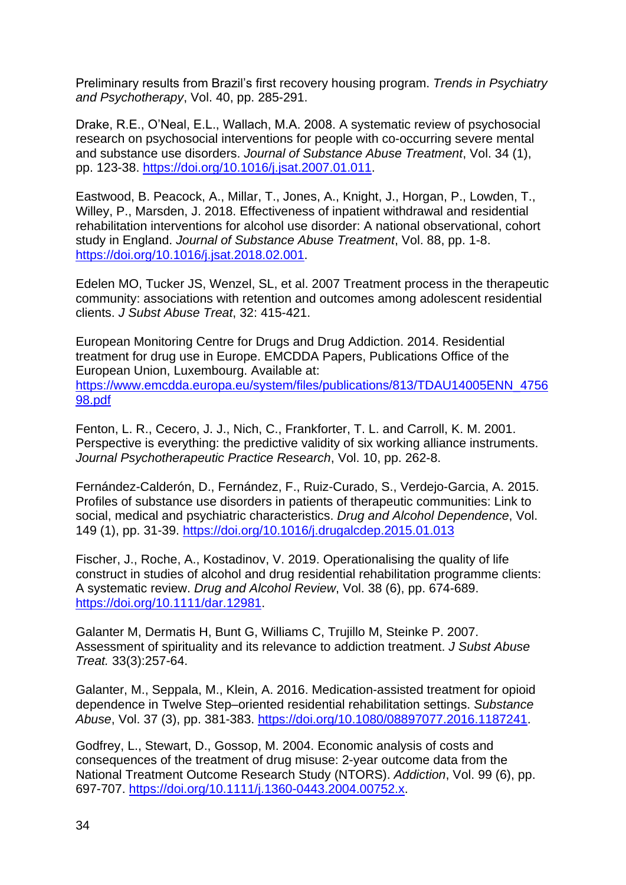Preliminary results from Brazil's first recovery housing program. *Trends in Psychiatry and Psychotherapy*, Vol. 40, pp. 285-291.

Drake, R.E., O'Neal, E.L., Wallach, M.A. 2008. A systematic review of psychosocial research on psychosocial interventions for people with co-occurring severe mental and substance use disorders. *Journal of Substance Abuse Treatment*, Vol. 34 (1), pp. 123-38. https://doi.org/10.1016/j.jsat.2007.01.011.

Eastwood, B. Peacock, A., Millar, T., Jones, A., Knight, J., Horgan, P., Lowden, T., Willey, P., Marsden, J. 2018. Effectiveness of inpatient withdrawal and residential rehabilitation interventions for alcohol use disorder: A national observational, cohort study in England. *Journal of Substance Abuse Treatment*, Vol. 88, pp. 1-8. https://doi.org/10.1016/j.jsat.2018.02.001.

Edelen MO, Tucker JS, Wenzel, SL, et al. 2007 Treatment process in the therapeutic community: associations with retention and outcomes among adolescent residential clients. *J Subst Abuse Treat*, 32: 415-421.

European Monitoring Centre for Drugs and Drug Addiction. 2014. Residential treatment for drug use in Europe. EMCDDA Papers, Publications Office of the European Union, Luxembourg. Available at: https://www.emcdda.europa.eu/system/files/publications/813/TDAU14005ENN_475698.pdf

Fenton, L. R., Cecero, J. J., Nich, C., Frankforter, T. L. and Carroll, K. M. 2001. Perspective is everything: the predictive validity of six working alliance instruments. *Journal Psychotherapeutic Practice Research*, Vol. 10, pp. 262-8.

Fernández-Calderón, D., Fernández, F., Ruiz-Curado, S., Verdejo-Garcia, A. 2015. Profiles of substance use disorders in patients of therapeutic communities: Link to social, medical and psychiatric characteristics. *Drug and Alcohol Dependence*, Vol. 149 (1), pp. 31-39. https://doi.org/10.1016/j.drugalcdep.2015.01.013

Fischer, J., Roche, A., Kostadinov, V. 2019. Operationalising the quality of life construct in studies of alcohol and drug residential rehabilitation programme clients: A systematic review. *Drug and Alcohol Review*, Vol. 38 (6), pp. 674-689. https://doi.org/10.1111/dar.12981.

Galanter M, Dermatis H, Bunt G, Williams C, Trujillo M, Steinke P. 2007. Assessment of spirituality and its relevance to addiction treatment. *J Subst Abuse Treat.* 33(3):257-64.

Galanter, M., Seppala, M., Klein, A. 2016. Medication-assisted treatment for opioid dependence in Twelve Step–oriented residential rehabilitation settings. *Substance Abuse*, Vol. 37 (3), pp. 381-383. https://doi.org/10.1080/08897077.2016.1187241.

Godfrey, L., Stewart, D., Gossop, M. 2004. Economic analysis of costs and consequences of the treatment of drug misuse: 2-year outcome data from the National Treatment Outcome Research Study (NTORS). *Addiction*, Vol. 99 (6), pp. 697-707. https://doi.org/10.1111/j.1360-0443.2004.00752.x.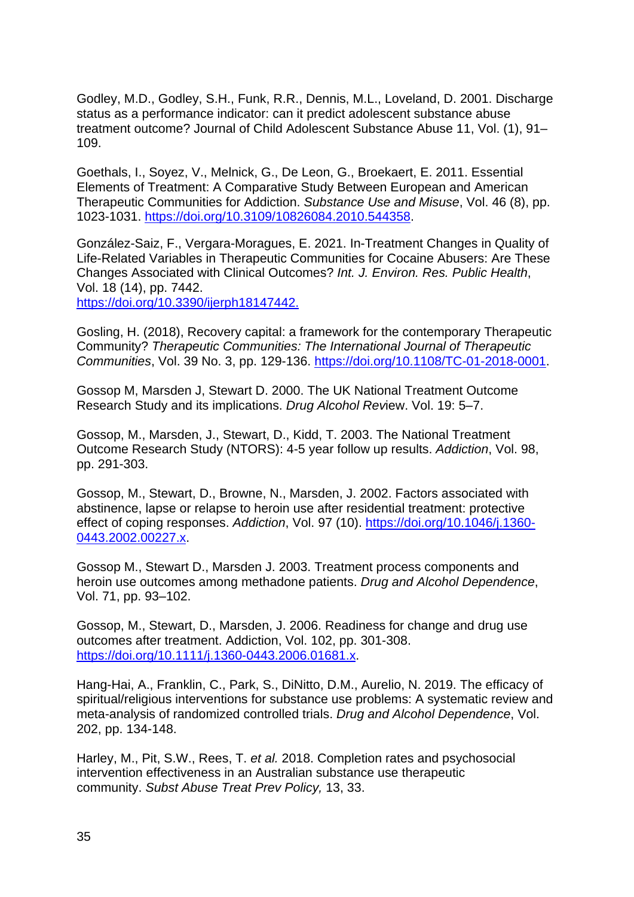Godley, M.D., Godley, S.H., Funk, R.R., Dennis, M.L., Loveland, D. 2001. Discharge status as a performance indicator: can it predict adolescent substance abuse treatment outcome? Journal of Child Adolescent Substance Abuse 11, Vol. (1), 91–109.

Goethals, I., Soyez, V., Melnick, G., De Leon, G., Broekaert, E. 2011. Essential Elements of Treatment: A Comparative Study Between European and American Therapeutic Communities for Addiction. *Substance Use and Misuse*, Vol. 46 (8), pp. 1023-1031. https://doi.org/10.3109/10826084.2010.544358.

González-Saiz, F., Vergara-Moragues, E. 2021. In-Treatment Changes in Quality of Life-Related Variables in Therapeutic Communities for Cocaine Abusers: Are These Changes Associated with Clinical Outcomes? *Int. J. Environ. Res. Public Health*, Vol. 18 (14), pp. 7442.
https://doi.org/10.3390/ijerph18147442.

Gosling, H. (2018), Recovery capital: a framework for the contemporary Therapeutic Community? *Therapeutic Communities: The International Journal of Therapeutic Communities*, Vol. 39 No. 3, pp. 129-136. https://doi.org/10.1108/TC-01-2018-0001.

Gossop M, Marsden J, Stewart D. 2000. The UK National Treatment Outcome Research Study and its implications. *Drug Alcohol Review*. Vol. 19: 5–7.

Gossop, M., Marsden, J., Stewart, D., Kidd, T. 2003. The National Treatment Outcome Research Study (NTORS): 4-5 year follow up results. *Addiction*, Vol. 98, pp. 291-303.

Gossop, M., Stewart, D., Browne, N., Marsden, J. 2002. Factors associated with abstinence, lapse or relapse to heroin use after residential treatment: protective effect of coping responses. *Addiction*, Vol. 97 (10). https://doi.org/10.1046/j.1360-0443.2002.00227.x.

Gossop M., Stewart D., Marsden J. 2003. Treatment process components and heroin use outcomes among methadone patients. *Drug and Alcohol Dependence*, Vol. 71, pp. 93–102.

Gossop, M., Stewart, D., Marsden, J. 2006. Readiness for change and drug use outcomes after treatment. Addiction, Vol. 102, pp. 301-308. https://doi.org/10.1111/j.1360-0443.2006.01681.x.

Hang-Hai, A., Franklin, C., Park, S., DiNitto, D.M., Aurelio, N. 2019. The efficacy of spiritual/religious interventions for substance use problems: A systematic review and meta-analysis of randomized controlled trials. *Drug and Alcohol Dependence*, Vol. 202, pp. 134-148.

Harley, M., Pit, S.W., Rees, T. *et al.* 2018. Completion rates and psychosocial intervention effectiveness in an Australian substance use therapeutic community. *Subst Abuse Treat Prev Policy,* 13, 33.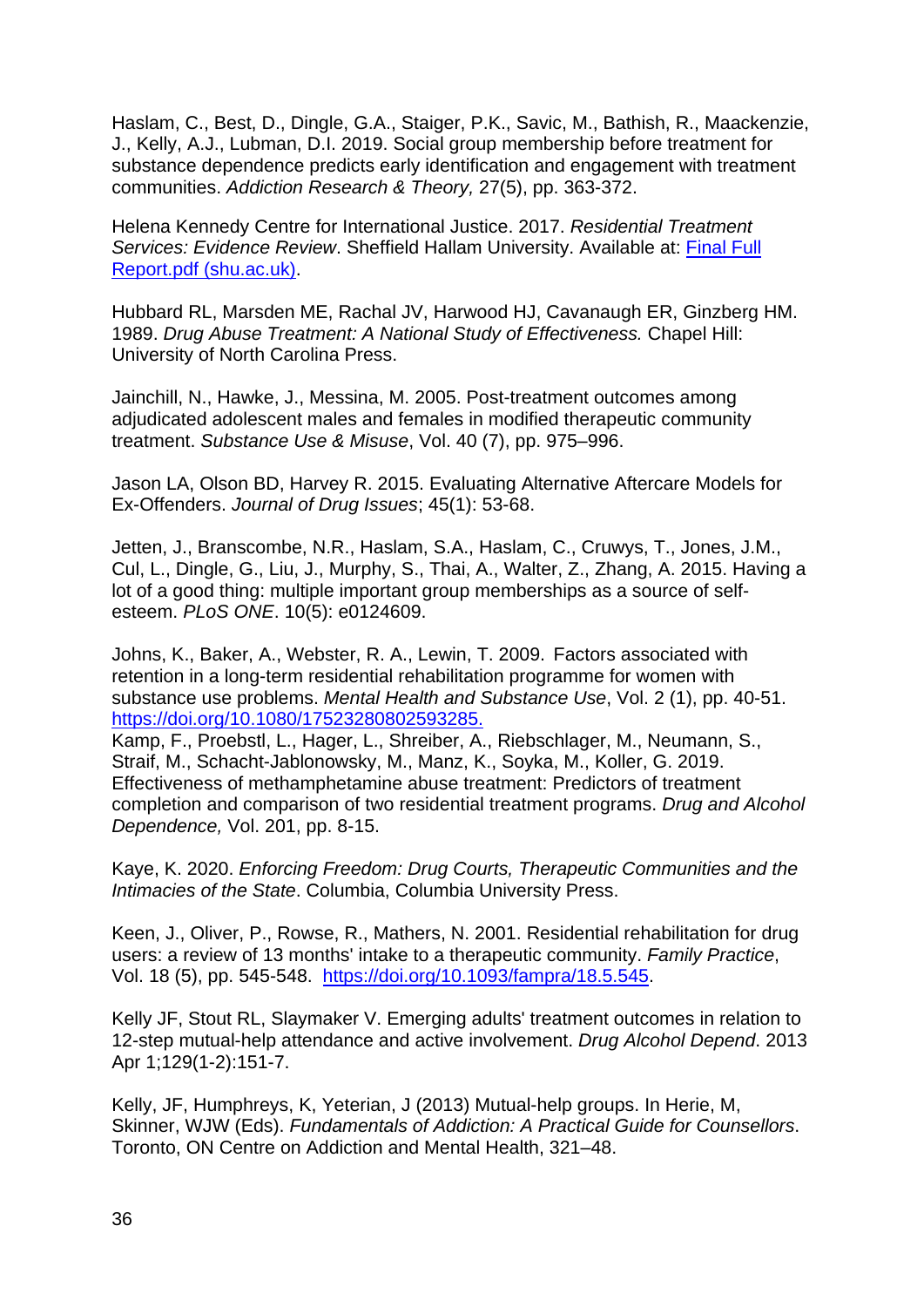Haslam, C., Best, D., Dingle, G.A., Staiger, P.K., Savic, M., Bathish, R., Maackenzie, J., Kelly, A.J., Lubman, D.I. 2019. Social group membership before treatment for substance dependence predicts early identification and engagement with treatment communities. *Addiction Research & Theory,* 27(5), pp. 363-372.

Helena Kennedy Centre for International Justice. 2017. *Residential Treatment Services: Evidence Review*. Sheffield Hallam University. Available at: [Final Full Report.pdf (shu.ac.uk)](Final Full Report.pdf (shu.ac.uk)).

Hubbard RL, Marsden ME, Rachal JV, Harwood HJ, Cavanaugh ER, Ginzberg HM. 1989. *Drug Abuse Treatment: A National Study of Effectiveness.* Chapel Hill: University of North Carolina Press.

Jainchill, N., Hawke, J., Messina, M. 2005. Post-treatment outcomes among adjudicated adolescent males and females in modified therapeutic community treatment. *Substance Use & Misuse*, Vol. 40 (7), pp. 975–996.

Jason LA, Olson BD, Harvey R. 2015. Evaluating Alternative Aftercare Models for Ex-Offenders. *Journal of Drug Issues*; 45(1): 53-68.

Jetten, J., Branscombe, N.R., Haslam, S.A., Haslam, C., Cruwys, T., Jones, J.M., Cul, L., Dingle, G., Liu, J., Murphy, S., Thai, A., Walter, Z., Zhang, A. 2015. Having a lot of a good thing: multiple important group memberships as a source of self-esteem. *PLoS ONE*. 10(5): e0124609.

Johns, K., Baker, A., Webster, R. A., Lewin, T. 2009. Factors associated with retention in a long-term residential rehabilitation programme for women with substance use problems. *Mental Health and Substance Use*, Vol. 2 (1), pp. 40-51. https://doi.org/10.1080/17523280802593285.

Kamp, F., Proebstl, L., Hager, L., Shreiber, A., Riebschlager, M., Neumann, S., Straif, M., Schacht-Jablonowsky, M., Manz, K., Soyka, M., Koller, G. 2019. Effectiveness of methamphetamine abuse treatment: Predictors of treatment completion and comparison of two residential treatment programs. *Drug and Alcohol Dependence,* Vol. 201, pp. 8-15.

Kaye, K. 2020. *Enforcing Freedom: Drug Courts, Therapeutic Communities and the Intimacies of the State*. Columbia, Columbia University Press.

Keen, J., Oliver, P., Rowse, R., Mathers, N. 2001. Residential rehabilitation for drug users: a review of 13 months' intake to a therapeutic community. *Family Practice*, Vol. 18 (5), pp. 545-548. https://doi.org/10.1093/fampra/18.5.545.

Kelly JF, Stout RL, Slaymaker V. Emerging adults' treatment outcomes in relation to 12-step mutual-help attendance and active involvement. *Drug Alcohol Depend*. 2013 Apr 1;129(1-2):151-7.

Kelly, JF, Humphreys, K, Yeterian, J (2013) Mutual-help groups. In Herie, M, Skinner, WJW (Eds). *Fundamentals of Addiction: A Practical Guide for Counsellors*. Toronto, ON Centre on Addiction and Mental Health, 321–48.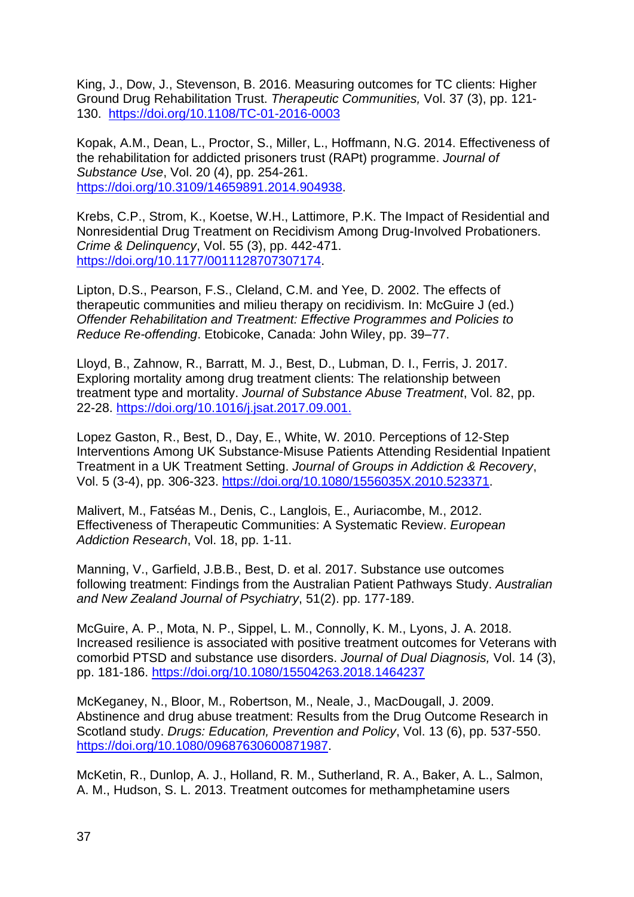King, J., Dow, J., Stevenson, B. 2016. Measuring outcomes for TC clients: Higher Ground Drug Rehabilitation Trust. *Therapeutic Communities,* Vol. 37 (3), pp. 121-130. https://doi.org/10.1108/TC-01-2016-0003

Kopak, A.M., Dean, L., Proctor, S., Miller, L., Hoffmann, N.G. 2014. Effectiveness of the rehabilitation for addicted prisoners trust (RAPt) programme. *Journal of Substance Use*, Vol. 20 (4), pp. 254-261. https://doi.org/10.3109/14659891.2014.904938.

Krebs, C.P., Strom, K., Koetse, W.H., Lattimore, P.K. The Impact of Residential and Nonresidential Drug Treatment on Recidivism Among Drug-Involved Probationers. *Crime & Delinquency*, Vol. 55 (3), pp. 442-471. https://doi.org/10.1177/0011128707307174.

Lipton, D.S., Pearson, F.S., Cleland, C.M. and Yee, D. 2002. The effects of therapeutic communities and milieu therapy on recidivism. In: McGuire J (ed.) *Offender Rehabilitation and Treatment: Effective Programmes and Policies to Reduce Re-offending*. Etobicoke, Canada: John Wiley, pp. 39–77.

Lloyd, B., Zahnow, R., Barratt, M. J., Best, D., Lubman, D. I., Ferris, J. 2017. Exploring mortality among drug treatment clients: The relationship between treatment type and mortality. *Journal of Substance Abuse Treatment*, Vol. 82, pp. 22-28. https://doi.org/10.1016/j.jsat.2017.09.001.

Lopez Gaston, R., Best, D., Day, E., White, W. 2010. Perceptions of 12-Step Interventions Among UK Substance-Misuse Patients Attending Residential Inpatient Treatment in a UK Treatment Setting. *Journal of Groups in Addiction & Recovery*, Vol. 5 (3-4), pp. 306-323. https://doi.org/10.1080/1556035X.2010.523371.

Malivert, M., Fatséas M., Denis, C., Langlois, E., Auriacombe, M., 2012. Effectiveness of Therapeutic Communities: A Systematic Review. *European Addiction Research*, Vol. 18, pp. 1-11.

Manning, V., Garfield, J.B.B., Best, D. et al. 2017. Substance use outcomes following treatment: Findings from the Australian Patient Pathways Study. *Australian and New Zealand Journal of Psychiatry*, 51(2). pp. 177-189.

McGuire, A. P., Mota, N. P., Sippel, L. M., Connolly, K. M., Lyons, J. A. 2018. Increased resilience is associated with positive treatment outcomes for Veterans with comorbid PTSD and substance use disorders. *Journal of Dual Diagnosis,* Vol. 14 (3), pp. 181-186. https://doi.org/10.1080/15504263.2018.1464237

McKeganey, N., Bloor, M., Robertson, M., Neale, J., MacDougall, J. 2009. Abstinence and drug abuse treatment: Results from the Drug Outcome Research in Scotland study. *Drugs: Education, Prevention and Policy*, Vol. 13 (6), pp. 537-550. https://doi.org/10.1080/09687630600871987.

McKetin, R., Dunlop, A. J., Holland, R. M., Sutherland, R. A., Baker, A. L., Salmon, A. M., Hudson, S. L. 2013. Treatment outcomes for methamphetamine users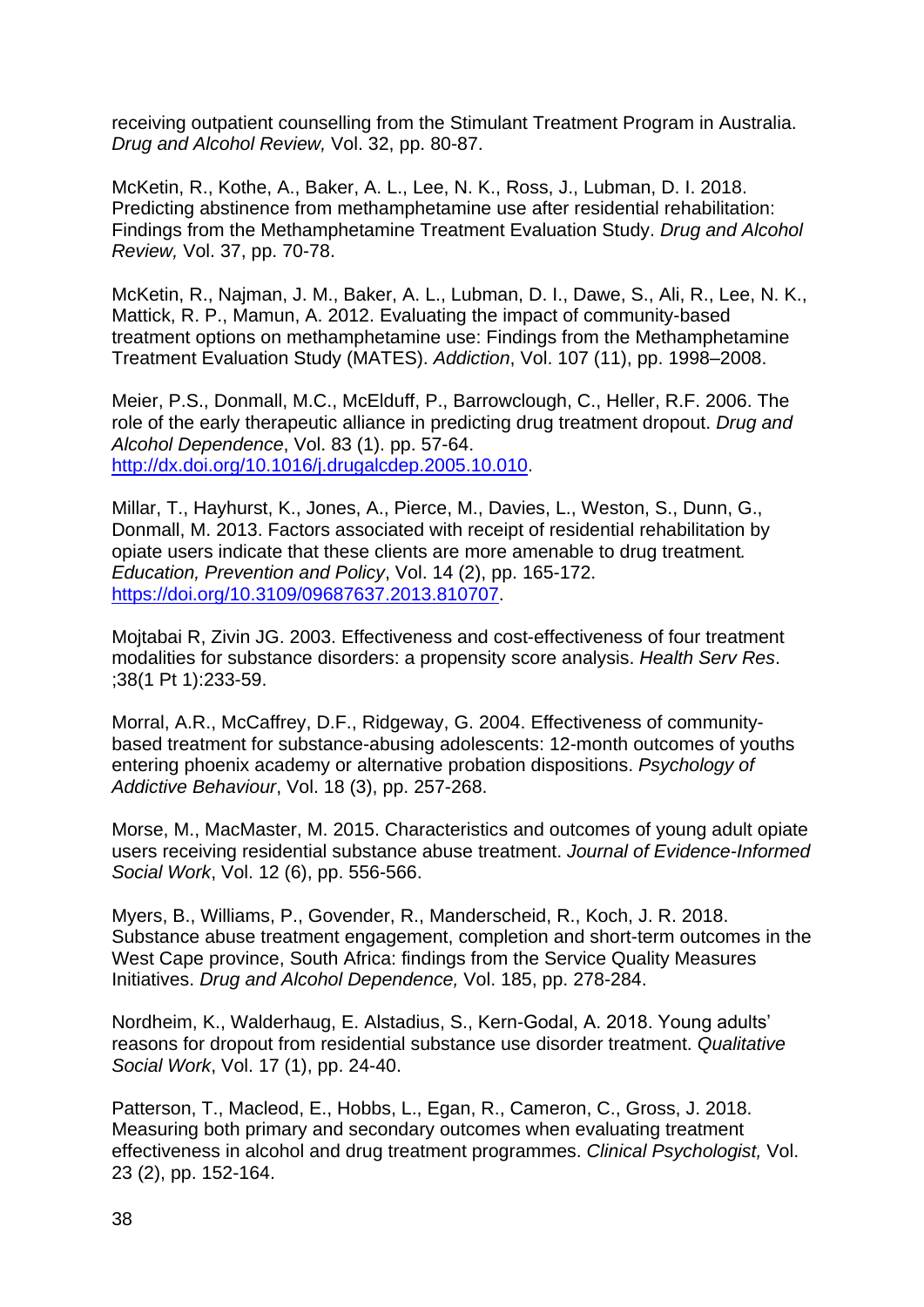receiving outpatient counselling from the Stimulant Treatment Program in Australia. *Drug and Alcohol Review,* Vol. 32, pp. 80-87.

McKetin, R., Kothe, A., Baker, A. L., Lee, N. K., Ross, J., Lubman, D. I. 2018. Predicting abstinence from methamphetamine use after residential rehabilitation: Findings from the Methamphetamine Treatment Evaluation Study. *Drug and Alcohol Review,* Vol. 37, pp. 70-78.

McKetin, R., Najman, J. M., Baker, A. L., Lubman, D. I., Dawe, S., Ali, R., Lee, N. K., Mattick, R. P., Mamun, A. 2012. Evaluating the impact of community-based treatment options on methamphetamine use: Findings from the Methamphetamine Treatment Evaluation Study (MATES). *Addiction*, Vol. 107 (11), pp. 1998–2008.

Meier, P.S., Donmall, M.C., McElduff, P., Barrowclough, C., Heller, R.F. 2006. The role of the early therapeutic alliance in predicting drug treatment dropout. *Drug and Alcohol Dependence*, Vol. 83 (1). pp. 57-64. http://dx.doi.org/10.1016/j.drugalcdep.2005.10.010.

Millar, T., Hayhurst, K., Jones, A., Pierce, M., Davies, L., Weston, S., Dunn, G., Donmall, M. 2013. Factors associated with receipt of residential rehabilitation by opiate users indicate that these clients are more amenable to drug treatment*.* *Education, Prevention and Policy*, Vol. 14 (2), pp. 165-172. https://doi.org/10.3109/09687637.2013.810707.

Mojtabai R, Zivin JG. 2003. Effectiveness and cost-effectiveness of four treatment modalities for substance disorders: a propensity score analysis. *Health Serv Res*. ;38(1 Pt 1):233-59.

Morral, A.R., McCaffrey, D.F., Ridgeway, G. 2004. Effectiveness of community-based treatment for substance-abusing adolescents: 12-month outcomes of youths entering phoenix academy or alternative probation dispositions. *Psychology of Addictive Behaviour*, Vol. 18 (3), pp. 257-268.

Morse, M., MacMaster, M. 2015. Characteristics and outcomes of young adult opiate users receiving residential substance abuse treatment. *Journal of Evidence-Informed Social Work*, Vol. 12 (6), pp. 556-566.

Myers, B., Williams, P., Govender, R., Manderscheid, R., Koch, J. R. 2018. Substance abuse treatment engagement, completion and short-term outcomes in the West Cape province, South Africa: findings from the Service Quality Measures Initiatives. *Drug and Alcohol Dependence,* Vol. 185, pp. 278-284.

Nordheim, K., Walderhaug, E. Alstadius, S., Kern-Godal, A. 2018. Young adults' reasons for dropout from residential substance use disorder treatment. *Qualitative Social Work*, Vol. 17 (1), pp. 24-40.

Patterson, T., Macleod, E., Hobbs, L., Egan, R., Cameron, C., Gross, J. 2018. Measuring both primary and secondary outcomes when evaluating treatment effectiveness in alcohol and drug treatment programmes. *Clinical Psychologist,* Vol. 23 (2), pp. 152-164.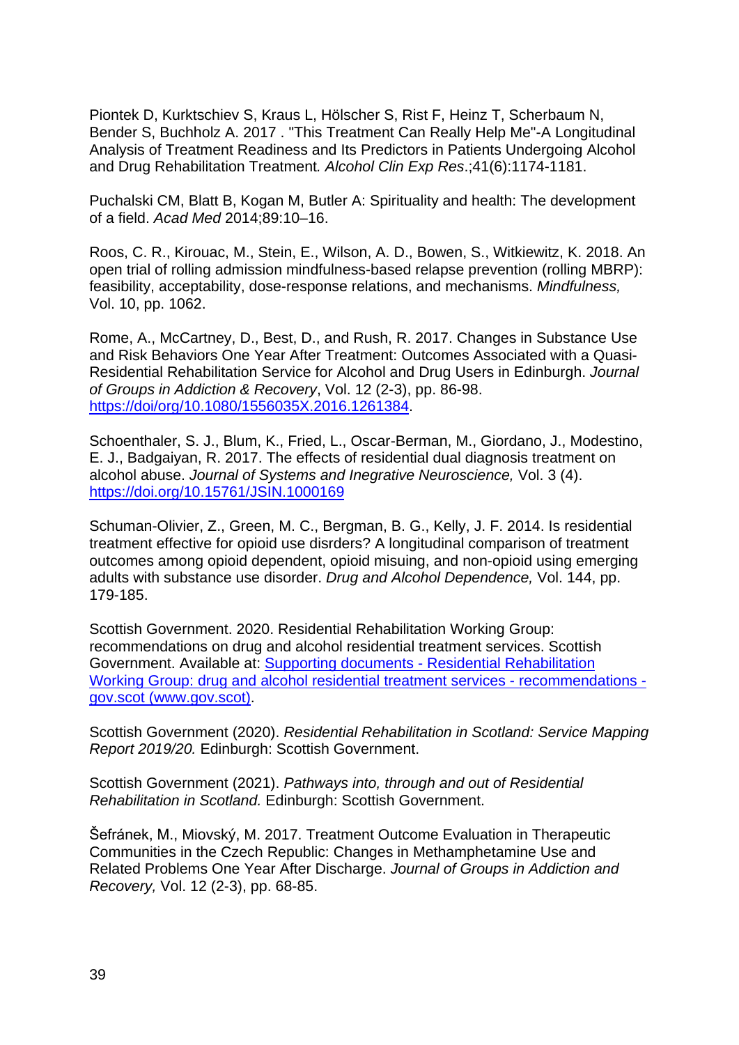Piontek D, Kurktschiev S, Kraus L, Hölscher S, Rist F, Heinz T, Scherbaum N, Bender S, Buchholz A. 2017 . "This Treatment Can Really Help Me"-A Longitudinal Analysis of Treatment Readiness and Its Predictors in Patients Undergoing Alcohol and Drug Rehabilitation Treatment*.* *Alcohol Clin Exp Res*.;41(6):1174-1181.

Puchalski CM, Blatt B, Kogan M, Butler A: Spirituality and health: The development of a field. *Acad Med* 2014;89:10–16.

Roos, C. R., Kirouac, M., Stein, E., Wilson, A. D., Bowen, S., Witkiewitz, K. 2018. An open trial of rolling admission mindfulness-based relapse prevention (rolling MBRP): feasibility, acceptability, dose-response relations, and mechanisms. *Mindfulness,* Vol. 10, pp. 1062.

Rome, A., McCartney, D., Best, D., and Rush, R. 2017. Changes in Substance Use and Risk Behaviors One Year After Treatment: Outcomes Associated with a Quasi-Residential Rehabilitation Service for Alcohol and Drug Users in Edinburgh. *Journal of Groups in Addiction & Recovery*, Vol. 12 (2-3), pp. 86-98. [https://doi/org/10.1080/1556035X.2016.1261384](https://doi/org/10.1080/1556035X.2016.1261384).

Schoenthaler, S. J., Blum, K., Fried, L., Oscar-Berman, M., Giordano, J., Modestino, E. J., Badgaiyan, R. 2017. The effects of residential dual diagnosis treatment on alcohol abuse. *Journal of Systems and Inegrative Neuroscience,* Vol. 3 (4). [https://doi.org/10.15761/JSIN.1000169](https://doi.org/10.15761/JSIN.1000169)

Schuman-Olivier, Z., Green, M. C., Bergman, B. G., Kelly, J. F. 2014. Is residential treatment effective for opioid use disrders? A longitudinal comparison of treatment outcomes among opioid dependent, opioid misuing, and non-opioid using emerging adults with substance use disorder. *Drug and Alcohol Dependence,* Vol. 144, pp. 179-185.

Scottish Government. 2020. Residential Rehabilitation Working Group: recommendations on drug and alcohol residential treatment services. Scottish Government. Available at: [Supporting documents - Residential Rehabilitation Working Group: drug and alcohol residential treatment services - recommendations - gov.scot (www.gov.scot)](www.gov.scot).

Scottish Government (2020). *Residential Rehabilitation in Scotland: Service Mapping Report 2019/20.* Edinburgh: Scottish Government.

Scottish Government (2021). *Pathways into, through and out of Residential Rehabilitation in Scotland.* Edinburgh: Scottish Government.

Šefránek, M., Miovský, M. 2017. Treatment Outcome Evaluation in Therapeutic Communities in the Czech Republic: Changes in Methamphetamine Use and Related Problems One Year After Discharge. *Journal of Groups in Addiction and Recovery,* Vol. 12 (2-3), pp. 68-85.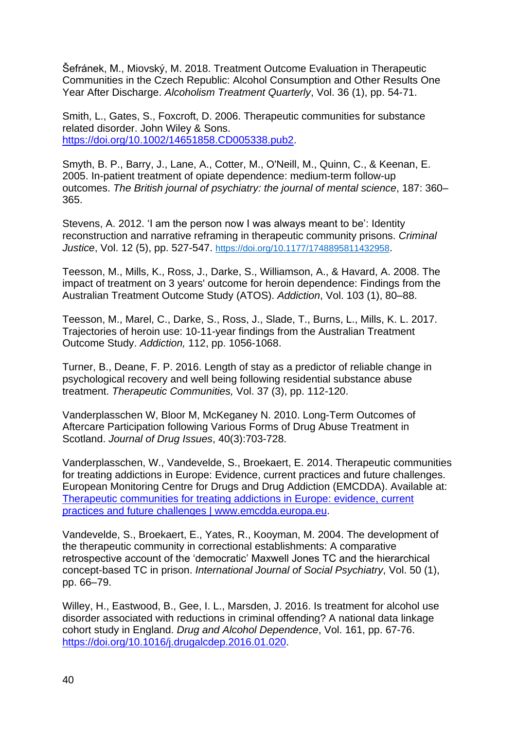Šefránek, M., Miovský, M. 2018. Treatment Outcome Evaluation in Therapeutic Communities in the Czech Republic: Alcohol Consumption and Other Results One Year After Discharge. *Alcoholism Treatment Quarterly*, Vol. 36 (1), pp. 54-71.

Smith, L., Gates, S., Foxcroft, D. 2006. Therapeutic communities for substance related disorder. John Wiley & Sons. https://doi.org/10.1002/14651858.CD005338.pub2.

Smyth, B. P., Barry, J., Lane, A., Cotter, M., O'Neill, M., Quinn, C., & Keenan, E. 2005. In-patient treatment of opiate dependence: medium-term follow-up outcomes. *The British journal of psychiatry: the journal of mental science*, 187: 360–365.

Stevens, A. 2012. 'I am the person now I was always meant to be': Identity reconstruction and narrative reframing in therapeutic community prisons. *Criminal Justice*, Vol. 12 (5), pp. 527-547. https://doi.org/10.1177/1748895811432958.

Teesson, M., Mills, K., Ross, J., Darke, S., Williamson, A., & Havard, A. 2008. The impact of treatment on 3 years' outcome for heroin dependence: Findings from the Australian Treatment Outcome Study (ATOS). *Addiction*, Vol. 103 (1), 80–88.

Teesson, M., Marel, C., Darke, S., Ross, J., Slade, T., Burns, L., Mills, K. L. 2017. Trajectories of heroin use: 10-11-year findings from the Australian Treatment Outcome Study. *Addiction,* 112, pp. 1056-1068.

Turner, B., Deane, F. P. 2016. Length of stay as a predictor of reliable change in psychological recovery and well being following residential substance abuse treatment. *Therapeutic Communities,* Vol. 37 (3), pp. 112-120.

Vanderplasschen W, Bloor M, McKeganey N. 2010. Long-Term Outcomes of Aftercare Participation following Various Forms of Drug Abuse Treatment in Scotland. *Journal of Drug Issues*, 40(3):703-728.

Vanderplasschen, W., Vandevelde, S., Broekaert, E. 2014. Therapeutic communities for treating addictions in Europe: Evidence, current practices and future challenges. European Monitoring Centre for Drugs and Drug Addiction (EMCDDA). Available at: Therapeutic communities for treating addictions in Europe: evidence, current practices and future challenges | www.emcdda.europa.eu.

Vandevelde, S., Broekaert, E., Yates, R., Kooyman, M. 2004. The development of the therapeutic community in correctional establishments: A comparative retrospective account of the 'democratic' Maxwell Jones TC and the hierarchical concept-based TC in prison. *International Journal of Social Psychiatry*, Vol. 50 (1), pp. 66–79.

Willey, H., Eastwood, B., Gee, I. L., Marsden, J. 2016. Is treatment for alcohol use disorder associated with reductions in criminal offending? A national data linkage cohort study in England. *Drug and Alcohol Dependence*, Vol. 161, pp. 67-76. https://doi.org/10.1016/j.drugalcdep.2016.01.020.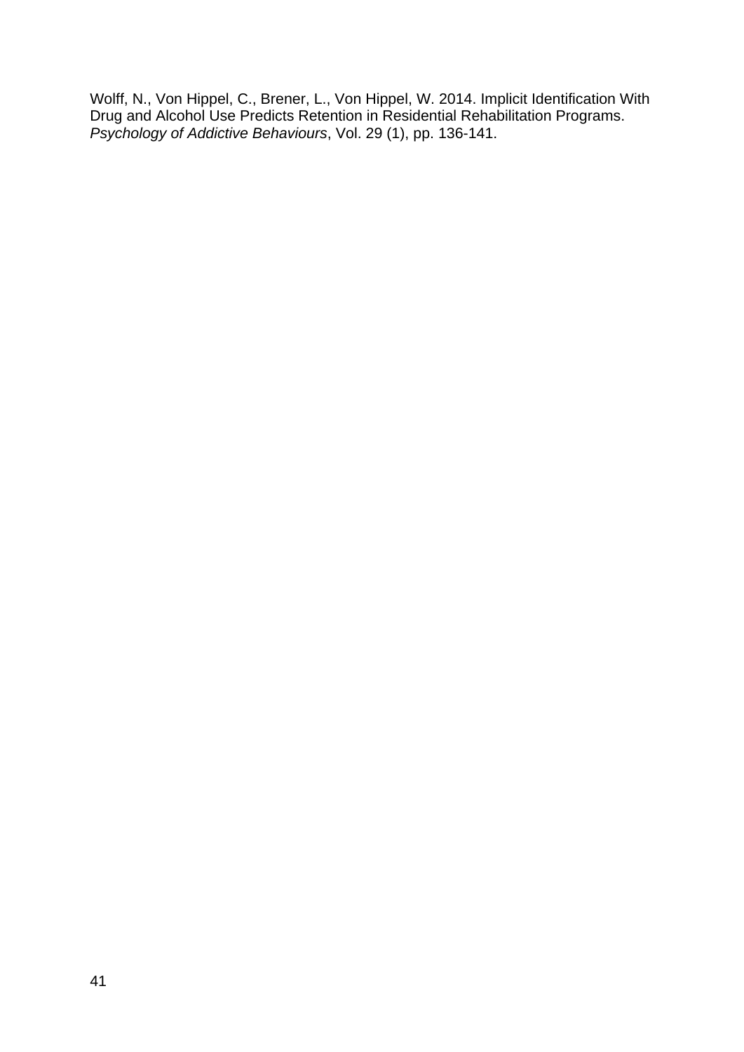Wolff, N., Von Hippel, C., Brener, L., Von Hippel, W. 2014. Implicit Identification With Drug and Alcohol Use Predicts Retention in Residential Rehabilitation Programs. *Psychology of Addictive Behaviours*, Vol. 29 (1), pp. 136-141.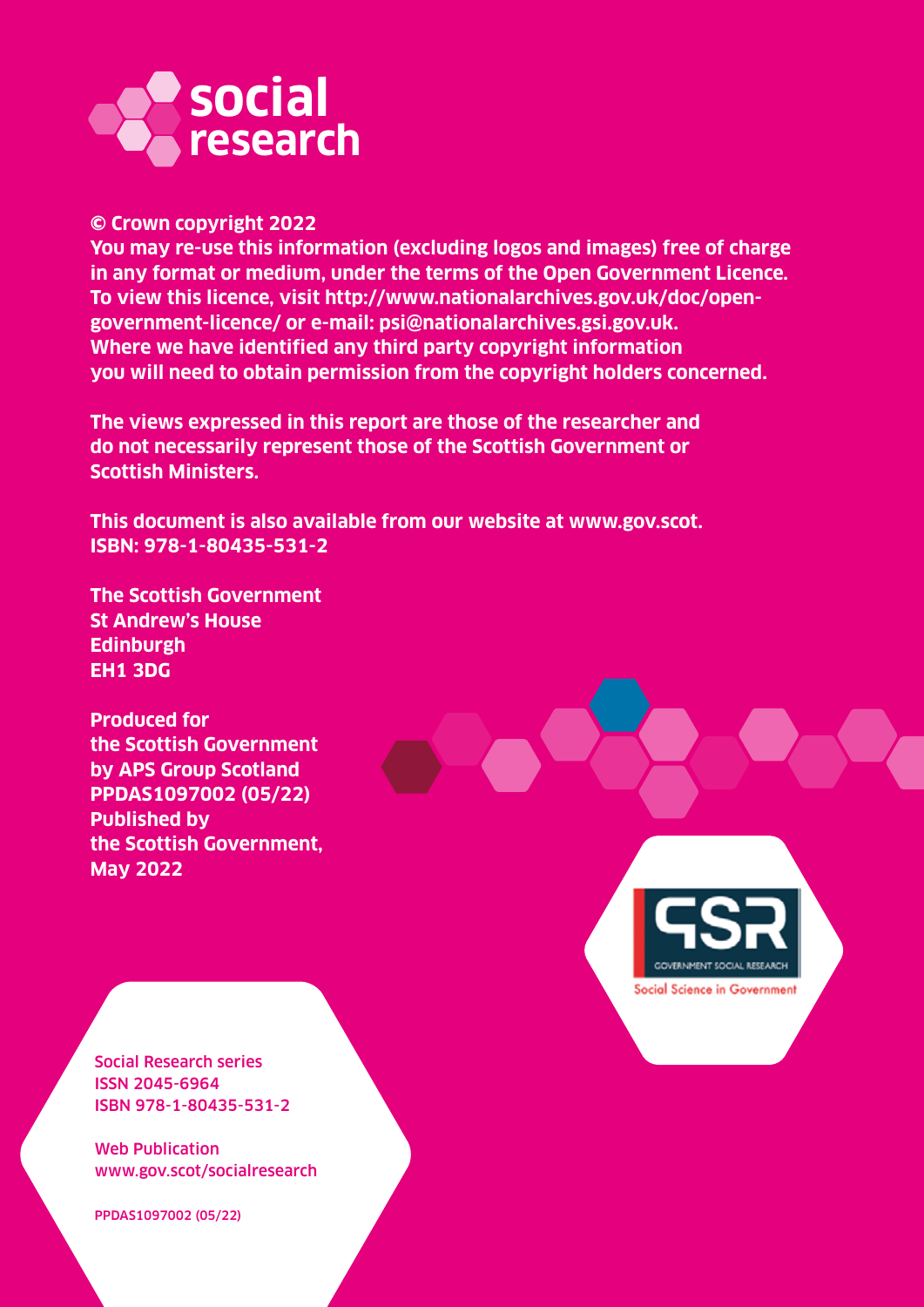**social research**

**© Crown copyright 2022**
**You may re-use this information (excluding logos and images) free of charge in any format or medium, under the terms of the Open Government Licence. To view this licence, visit http://www.nationalarchives.gov.uk/doc/open-government-licence/ or e-mail: psi@nationalarchives.gsi.gov.uk. Where we have identified any third party copyright information you will need to obtain permission from the copyright holders concerned.**

**The views expressed in this report are those of the researcher and do not necessarily represent those of the Scottish Government or Scottish Ministers.**

**This document is also available from our website at www.gov.scot.**
**ISBN: 978-1-80435-531-2**

**The Scottish Government**
**St Andrew's House**
**Edinburgh**
**EH1 3DG**

**Produced for the Scottish Government by APS Group Scotland**
**PPDAS1097002 (05/22)**
**Published by the Scottish Government, May 2022**

GSR
GOVERNMENT SOCIAL RESEARCH
Social Science in Government

Social Research series
ISSN 2045-6964
ISBN 978-1-80435-531-2

Web Publication
www.gov.scot/socialresearch

PPDAS1097002 (05/22)